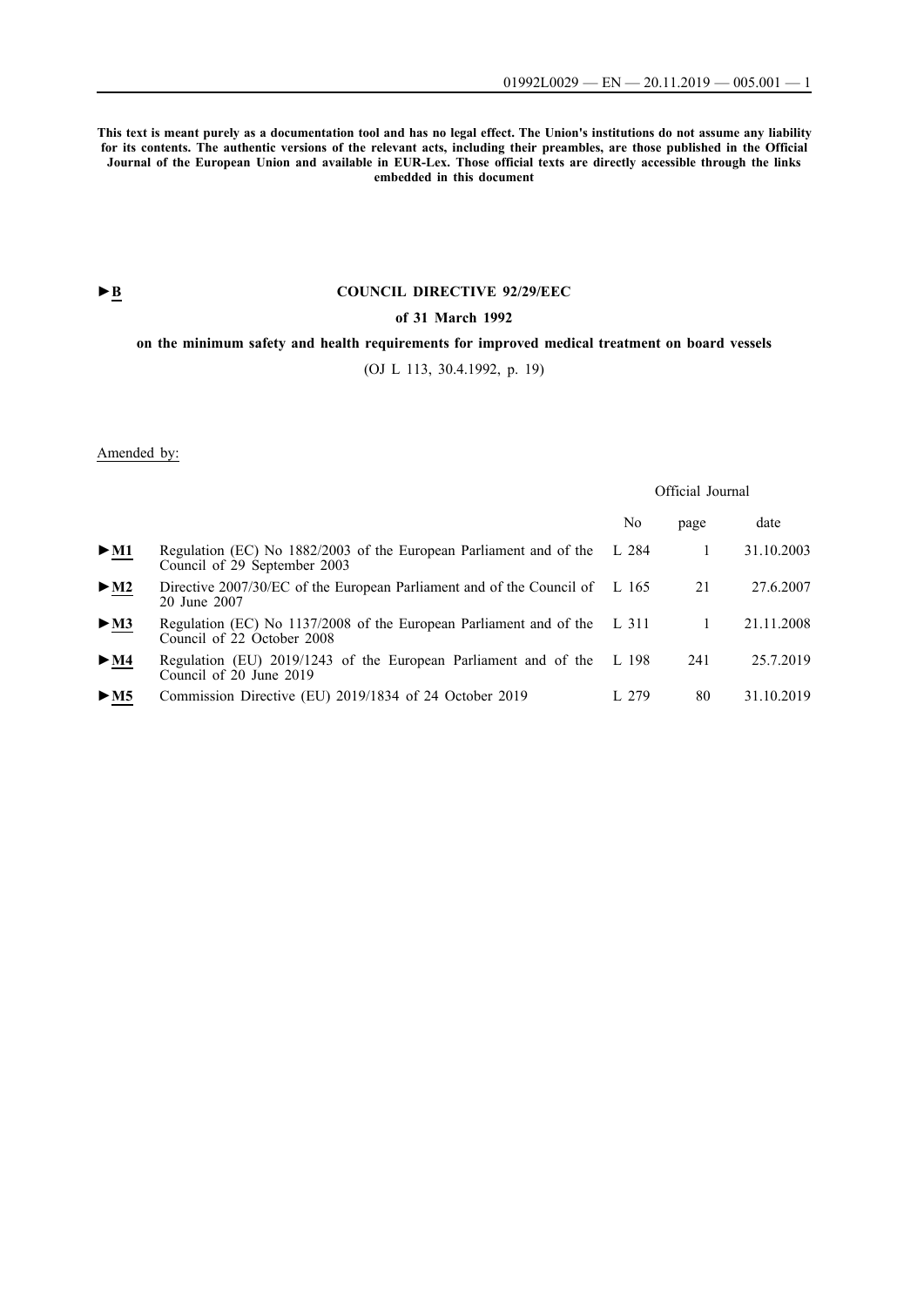**This text is meant purely as a documentation tool and has no legal effect. The Union's institutions do not assume any liability for its contents. The authentic versions of the relevant acts, including their preambles, are those published in the Official Journal of the European Union and available in EUR-Lex. Those official texts are directly accessible through the links embedded in this document**

►B

# COUNCIL DIRECTIVE 92/29/EEC

## of 31 March 1992

## on the minimum safety and health requirements for improved medical treatment on board vessels

(OJ L 113, 30.4.1992, p. 19)

Amended by:

| | | Official Journal | | |
|---|---|---|---|---|
| | | No | page | date |
| ►M1 | Regulation (EC) No 1882/2003 of the European Parliament and of the Council of 29 September 2003 | L 284 | 1 | 31.10.2003 |
| ►M2 | Directive 2007/30/EC of the European Parliament and of the Council of 20 June 2007 | L 165 | 21 | 27.6.2007 |
| ►M3 | Regulation (EC) No 1137/2008 of the European Parliament and of the Council of 22 October 2008 | L 311 | 1 | 21.11.2008 |
| ►M4 | Regulation (EU) 2019/1243 of the European Parliament and of the Council of 20 June 2019 | L 198 | 241 | 25.7.2019 |
| ►M5 | Commission Directive (EU) 2019/1834 of 24 October 2019 | L 279 | 80 | 31.10.2019 |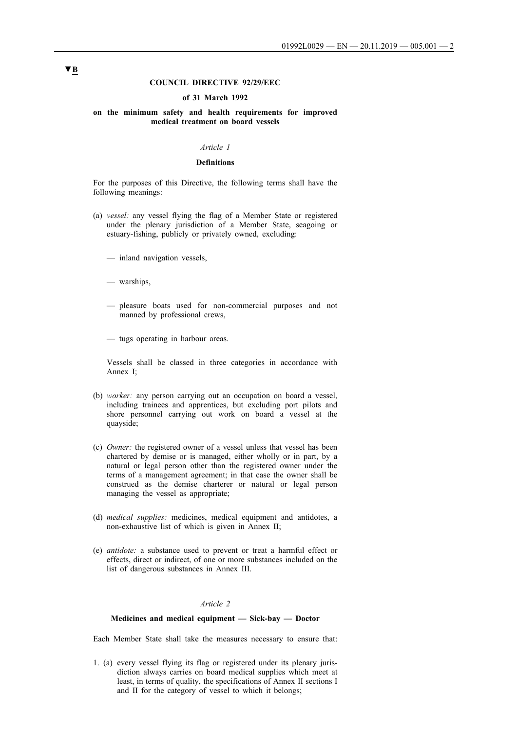▼B

**COUNCIL DIRECTIVE 92/29/EEC**

**of 31 March 1992**

**on the minimum safety and health requirements for improved medical treatment on board vessels**

*Article 1*

**Definitions**

For the purposes of this Directive, the following terms shall have the following meanings:

(a) *vessel:* any vessel flying the flag of a Member State or registered under the plenary jurisdiction of a Member State, seagoing or estuary-fishing, publicly or privately owned, excluding:

— inland navigation vessels,

— warships,

— pleasure boats used for non-commercial purposes and not manned by professional crews,

— tugs operating in harbour areas.

Vessels shall be classed in three categories in accordance with Annex I;

(b) *worker:* any person carrying out an occupation on board a vessel, including trainees and apprentices, but excluding port pilots and shore personnel carrying out work on board a vessel at the quayside;

(c) *Owner:* the registered owner of a vessel unless that vessel has been chartered by demise or is managed, either wholly or in part, by a natural or legal person other than the registered owner under the terms of a management agreement; in that case the owner shall be construed as the demise charterer or natural or legal person managing the vessel as appropriate;

(d) *medical supplies:* medicines, medical equipment and antidotes, a non-exhaustive list of which is given in Annex II;

(e) *antidote:* a substance used to prevent or treat a harmful effect or effects, direct or indirect, of one or more substances included on the list of dangerous substances in Annex III.

*Article 2*

**Medicines and medical equipment — Sick-bay — Doctor**

Each Member State shall take the measures necessary to ensure that:

1. (a) every vessel flying its flag or registered under its plenary jurisdiction always carries on board medical supplies which meet at least, in terms of quality, the specifications of Annex II sections I and II for the category of vessel to which it belongs;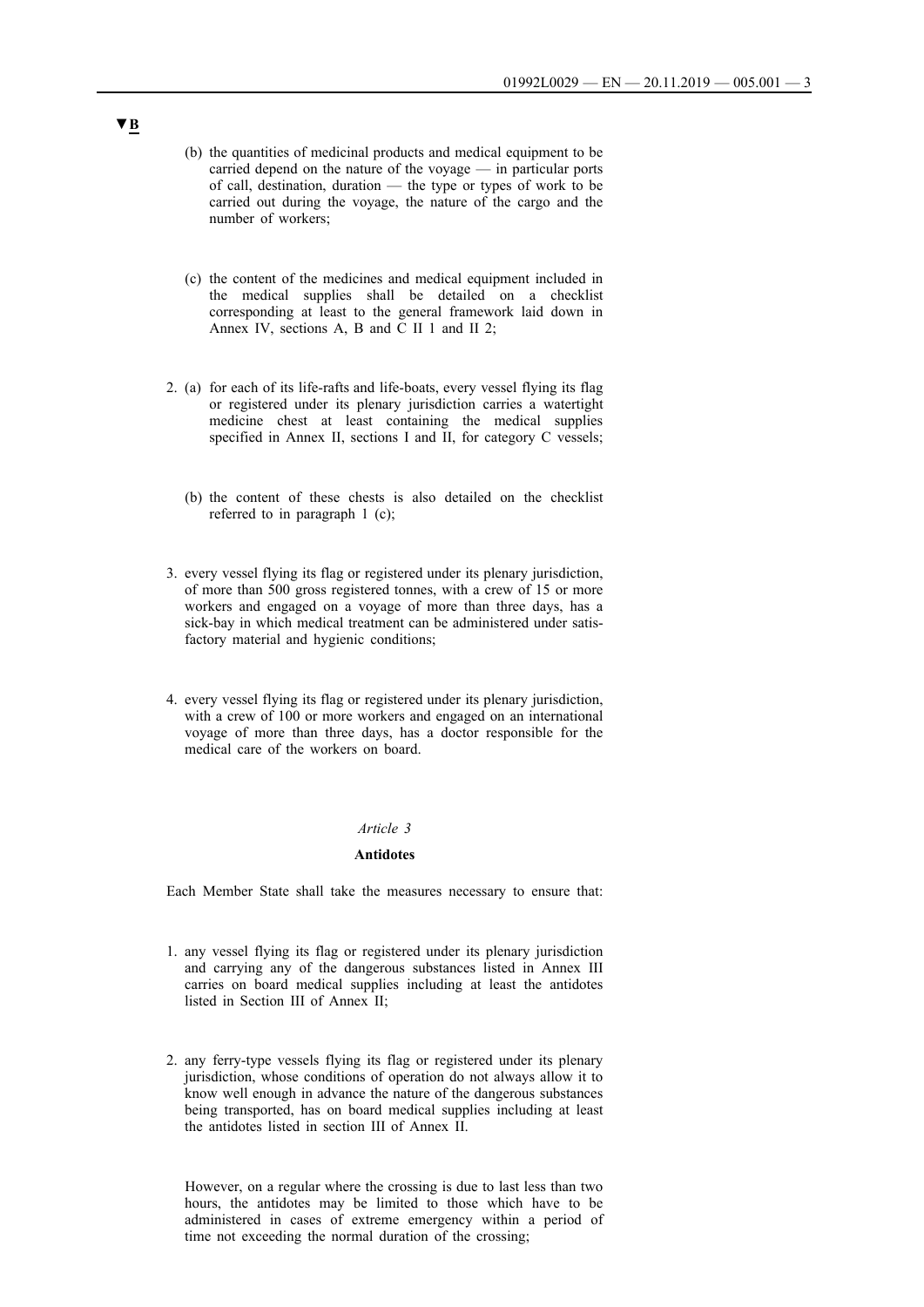▼B

(b) the quantities of medicinal products and medical equipment to be carried depend on the nature of the voyage — in particular ports of call, destination, duration — the type or types of work to be carried out during the voyage, the nature of the cargo and the number of workers;

(c) the content of the medicines and medical equipment included in the medical supplies shall be detailed on a checklist corresponding at least to the general framework laid down in Annex IV, sections A, B and C II 1 and II 2;

2. (a) for each of its life-rafts and life-boats, every vessel flying its flag or registered under its plenary jurisdiction carries a watertight medicine chest at least containing the medical supplies specified in Annex II, sections I and II, for category C vessels;

   (b) the content of these chests is also detailed on the checklist referred to in paragraph 1 (c);

3. every vessel flying its flag or registered under its plenary jurisdiction, of more than 500 gross registered tonnes, with a crew of 15 or more workers and engaged on a voyage of more than three days, has a sick-bay in which medical treatment can be administered under satisfactory material and hygienic conditions;

4. every vessel flying its flag or registered under its plenary jurisdiction, with a crew of 100 or more workers and engaged on an international voyage of more than three days, has a doctor responsible for the medical care of the workers on board.

*Article 3*

**Antidotes**

Each Member State shall take the measures necessary to ensure that:

1. any vessel flying its flag or registered under its plenary jurisdiction and carrying any of the dangerous substances listed in Annex III carries on board medical supplies including at least the antidotes listed in Section III of Annex II;

2. any ferry-type vessels flying its flag or registered under its plenary jurisdiction, whose conditions of operation do not always allow it to know well enough in advance the nature of the dangerous substances being transported, has on board medical supplies including at least the antidotes listed in section III of Annex II.

   However, on a regular where the crossing is due to last less than two hours, the antidotes may be limited to those which have to be administered in cases of extreme emergency within a period of time not exceeding the normal duration of the crossing;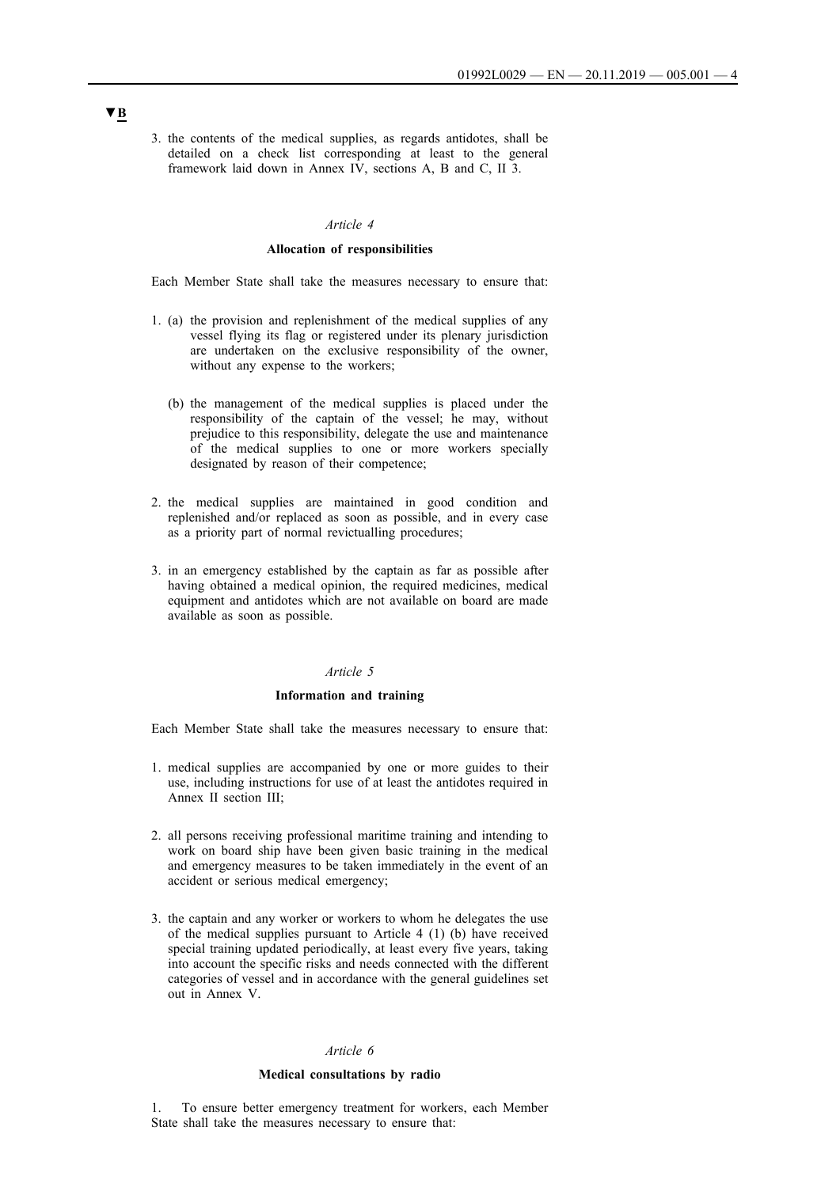▼B

3. the contents of the medical supplies, as regards antidotes, shall be detailed on a check list corresponding at least to the general framework laid down in Annex IV, sections A, B and C, II 3.

*Article 4*

**Allocation of responsibilities**

Each Member State shall take the measures necessary to ensure that:

1. (a) the provision and replenishment of the medical supplies of any vessel flying its flag or registered under its plenary jurisdiction are undertaken on the exclusive responsibility of the owner, without any expense to the workers;

   (b) the management of the medical supplies is placed under the responsibility of the captain of the vessel; he may, without prejudice to this responsibility, delegate the use and maintenance of the medical supplies to one or more workers specially designated by reason of their competence;

2. the medical supplies are maintained in good condition and replenished and/or replaced as soon as possible, and in every case as a priority part of normal revictualling procedures;

3. in an emergency established by the captain as far as possible after having obtained a medical opinion, the required medicines, medical equipment and antidotes which are not available on board are made available as soon as possible.

*Article 5*

**Information and training**

Each Member State shall take the measures necessary to ensure that:

1. medical supplies are accompanied by one or more guides to their use, including instructions for use of at least the antidotes required in Annex II section III;

2. all persons receiving professional maritime training and intending to work on board ship have been given basic training in the medical and emergency measures to be taken immediately in the event of an accident or serious medical emergency;

3. the captain and any worker or workers to whom he delegates the use of the medical supplies pursuant to Article 4 (1) (b) have received special training updated periodically, at least every five years, taking into account the specific risks and needs connected with the different categories of vessel and in accordance with the general guidelines set out in Annex V.

*Article 6*

**Medical consultations by radio**

1. To ensure better emergency treatment for workers, each Member State shall take the measures necessary to ensure that: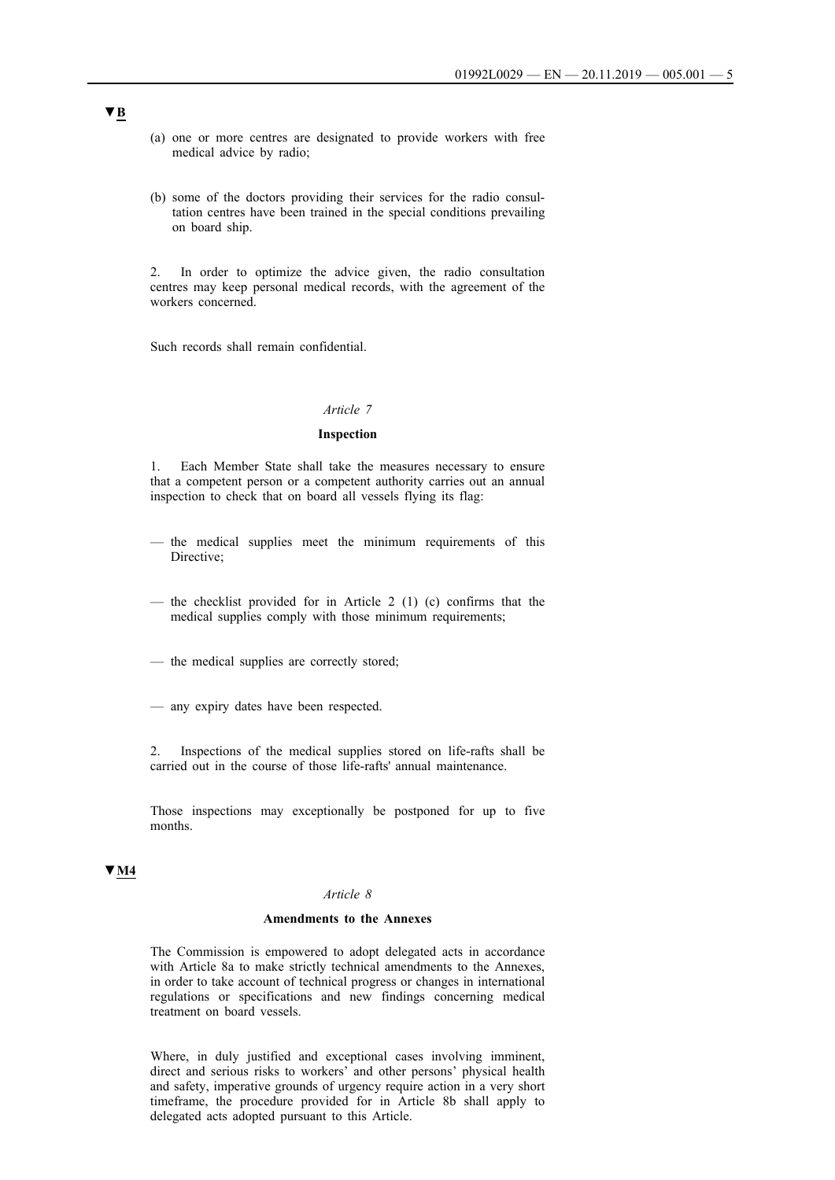▼B

(a) one or more centres are designated to provide workers with free medical advice by radio;

(b) some of the doctors providing their services for the radio consultation centres have been trained in the special conditions prevailing on board ship.

2. In order to optimize the advice given, the radio consultation centres may keep personal medical records, with the agreement of the workers concerned.

Such records shall remain confidential.

*Article 7*

**Inspection**

1. Each Member State shall take the measures necessary to ensure that a competent person or a competent authority carries out an annual inspection to check that on board all vessels flying its flag:

— the medical supplies meet the minimum requirements of this Directive;

— the checklist provided for in Article 2 (1) (c) confirms that the medical supplies comply with those minimum requirements;

— the medical supplies are correctly stored;

— any expiry dates have been respected.

2. Inspections of the medical supplies stored on life-rafts shall be carried out in the course of those life-rafts' annual maintenance.

Those inspections may exceptionally be postponed for up to five months.

▼M4

*Article 8*

**Amendments to the Annexes**

The Commission is empowered to adopt delegated acts in accordance with Article 8a to make strictly technical amendments to the Annexes, in order to take account of technical progress or changes in international regulations or specifications and new findings concerning medical treatment on board vessels.

Where, in duly justified and exceptional cases involving imminent, direct and serious risks to workers' and other persons' physical health and safety, imperative grounds of urgency require action in a very short timeframe, the procedure provided for in Article 8b shall apply to delegated acts adopted pursuant to this Article.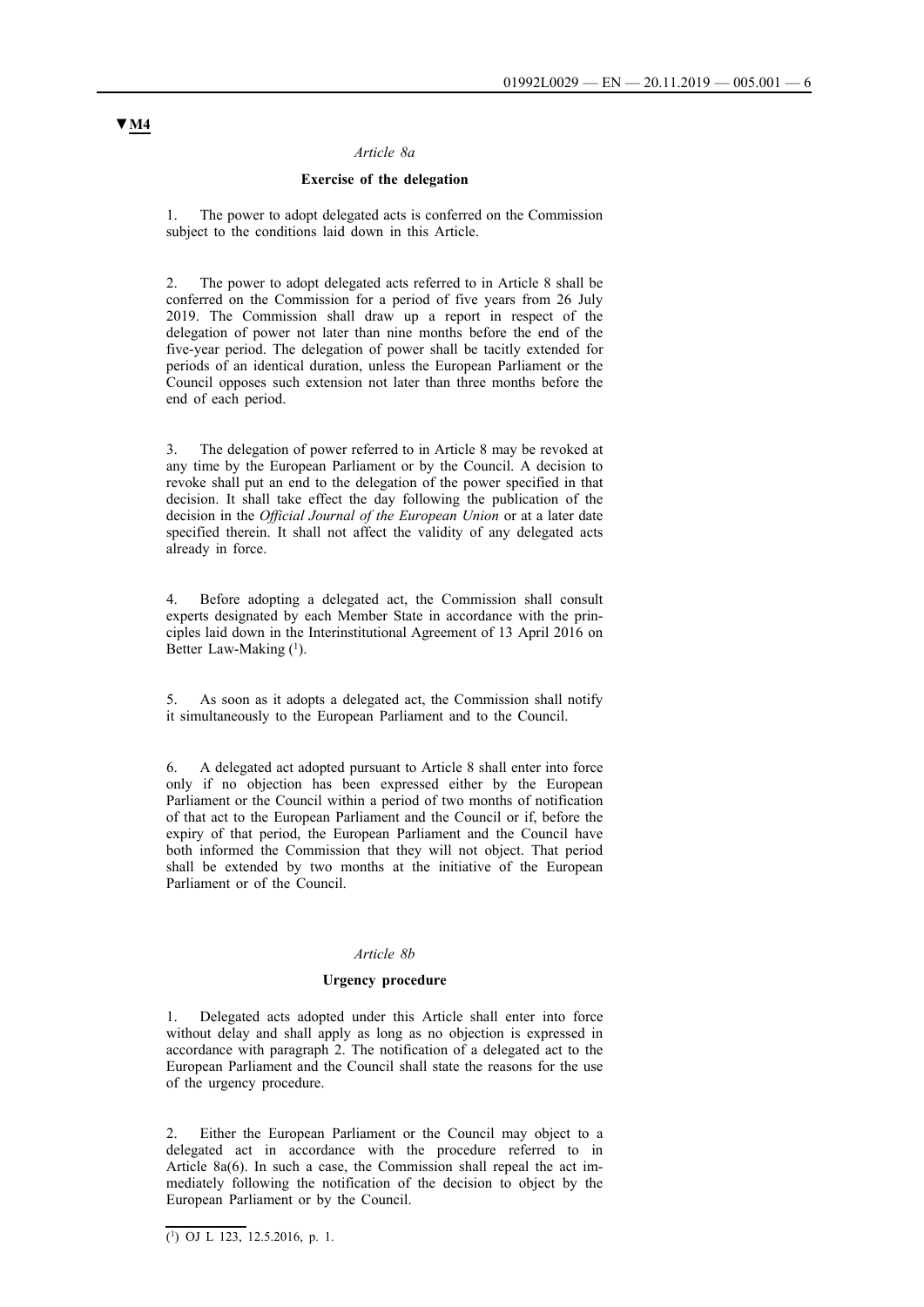▼**M4**

*Article 8a*

**Exercise of the delegation**

1. The power to adopt delegated acts is conferred on the Commission subject to the conditions laid down in this Article.

2. The power to adopt delegated acts referred to in Article 8 shall be conferred on the Commission for a period of five years from 26 July 2019. The Commission shall draw up a report in respect of the delegation of power not later than nine months before the end of the five-year period. The delegation of power shall be tacitly extended for periods of an identical duration, unless the European Parliament or the Council opposes such extension not later than three months before the end of each period.

3. The delegation of power referred to in Article 8 may be revoked at any time by the European Parliament or by the Council. A decision to revoke shall put an end to the delegation of the power specified in that decision. It shall take effect the day following the publication of the decision in the *Official Journal of the European Union* or at a later date specified therein. It shall not affect the validity of any delegated acts already in force.

4. Before adopting a delegated act, the Commission shall consult experts designated by each Member State in accordance with the principles laid down in the Interinstitutional Agreement of 13 April 2016 on Better Law-Making [1].

5. As soon as it adopts a delegated act, the Commission shall notify it simultaneously to the European Parliament and to the Council.

6. A delegated act adopted pursuant to Article 8 shall enter into force only if no objection has been expressed either by the European Parliament or the Council within a period of two months of notification of that act to the European Parliament and the Council or if, before the expiry of that period, the European Parliament and the Council have both informed the Commission that they will not object. That period shall be extended by two months at the initiative of the European Parliament or of the Council.

*Article 8b*

**Urgency procedure**

1. Delegated acts adopted under this Article shall enter into force without delay and shall apply as long as no objection is expressed in accordance with paragraph 2. The notification of a delegated act to the European Parliament and the Council shall state the reasons for the use of the urgency procedure.

2. Either the European Parliament or the Council may object to a delegated act in accordance with the procedure referred to in Article 8a(6). In such a case, the Commission shall repeal the act immediately following the notification of the decision to object by the European Parliament or by the Council.

---

[1] OJ L 123, 12.5.2016, p. 1.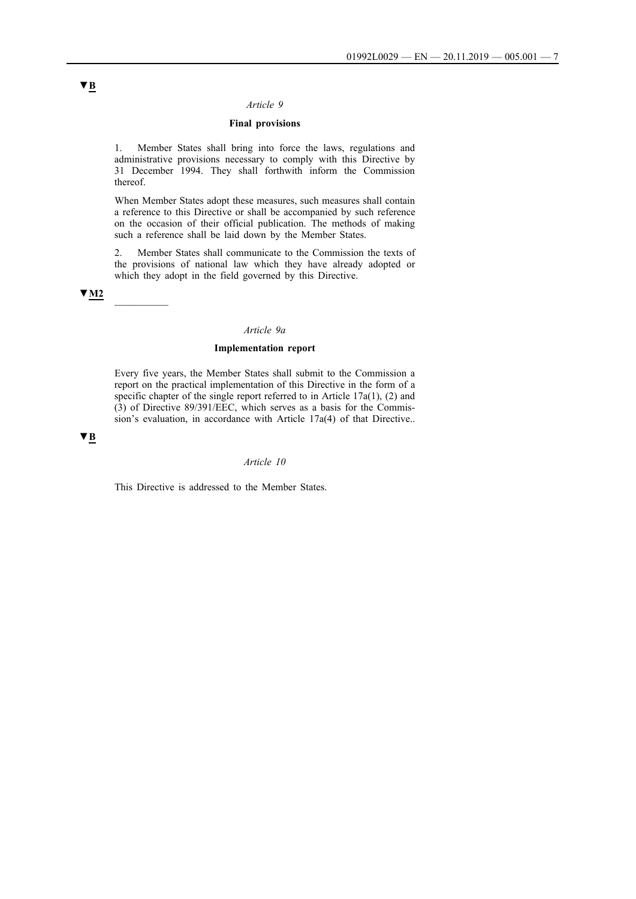▼B

*Article 9*

**Final provisions**

1. Member States shall bring into force the laws, regulations and administrative provisions necessary to comply with this Directive by 31 December 1994. They shall forthwith inform the Commission thereof.

When Member States adopt these measures, such measures shall contain a reference to this Directive or shall be accompanied by such reference on the occasion of their official publication. The methods of making such a reference shall be laid down by the Member States.

2. Member States shall communicate to the Commission the texts of the provisions of national law which they have already adopted or which they adopt in the field governed by this Directive.

▼M2

---

*Article 9a*

**Implementation report**

Every five years, the Member States shall submit to the Commission a report on the practical implementation of this Directive in the form of a specific chapter of the single report referred to in Article 17a(1), (2) and (3) of Directive 89/391/EEC, which serves as a basis for the Commission's evaluation, in accordance with Article 17a(4) of that Directive..

▼B

*Article 10*

This Directive is addressed to the Member States.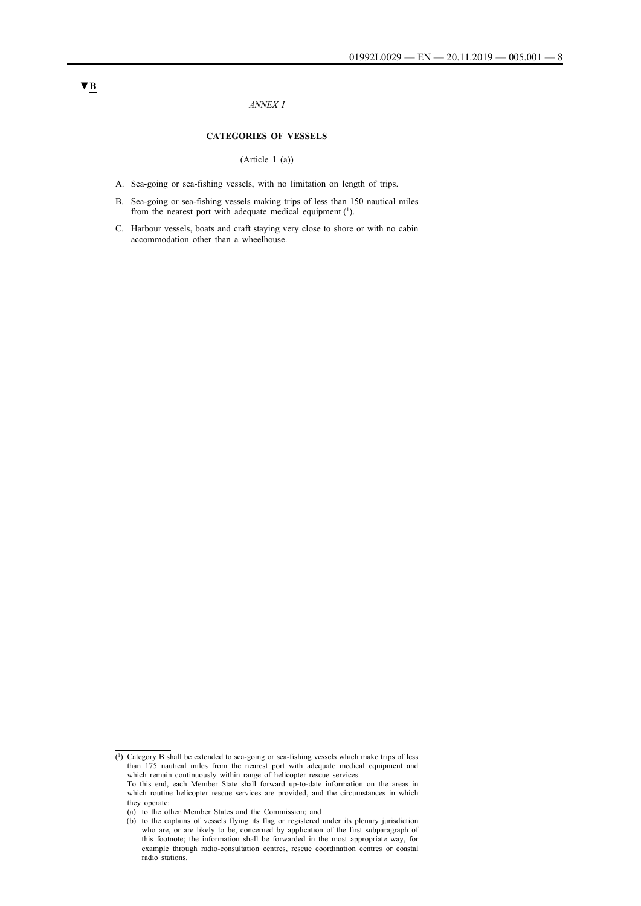▼B

*ANNEX I*

**CATEGORIES OF VESSELS**

(Article 1 (a))

A. Sea-going or sea-fishing vessels, with no limitation on length of trips.

B. Sea-going or sea-fishing vessels making trips of less than 150 nautical miles from the nearest port with adequate medical equipment [1].

C. Harbour vessels, boats and craft staying very close to shore or with no cabin accommodation other than a wheelhouse.

---

[1] Category B shall be extended to sea-going or sea-fishing vessels which make trips of less than 175 nautical miles from the nearest port with adequate medical equipment and which remain continuously within range of helicopter rescue services.
To this end, each Member State shall forward up-to-date information on the areas in which routine helicopter rescue services are provided, and the circumstances in which they operate:
(a) to the other Member States and the Commission; and
(b) to the captains of vessels flying its flag or registered under its plenary jurisdiction who are, or are likely to be, concerned by application of the first subparagraph of this footnote; the information shall be forwarded in the most appropriate way, for example through radio-consultation centres, rescue coordination centres or coastal radio stations.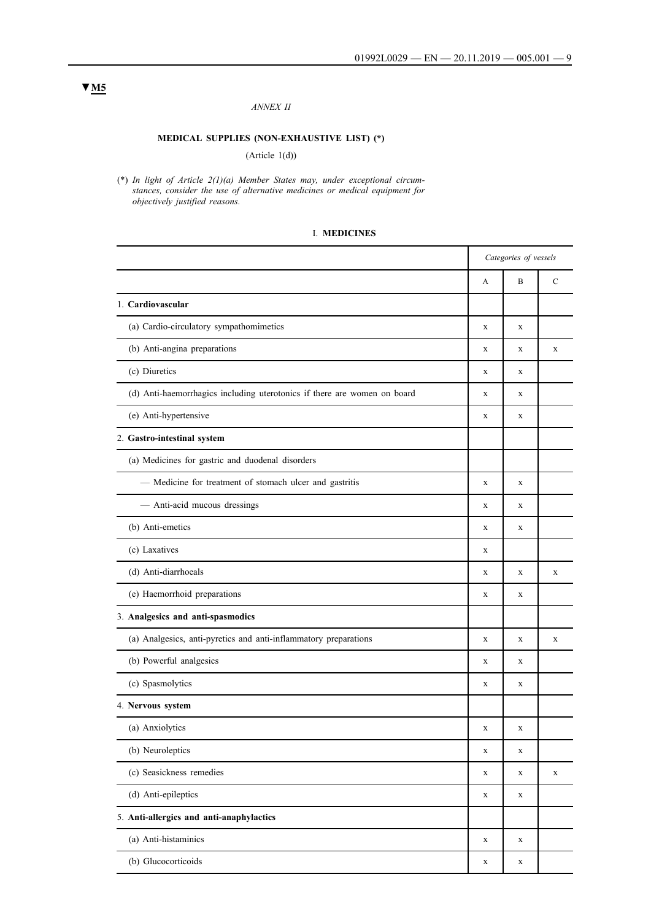▼M5

*ANNEX II*

**MEDICAL SUPPLIES (NON-EXHAUSTIVE LIST) (*)**

(Article 1(d))

(*) *In light of Article 2(1)(a) Member States may, under exceptional circumstances, consider the use of alternative medicines or medical equipment for objectively justified reasons.*

I. **MEDICINES**

| | *Categories of vessels* | | |
|---|---|---|---|
| | A | B | C |
| 1. **Cardiovascular** | | | |
| (a) Cardio-circulatory sympathomimetics | x | x | |
| (b) Anti-angina preparations | x | x | x |
| (c) Diuretics | x | x | |
| (d) Anti-haemorrhagics including uterotonics if there are women on board | x | x | |
| (e) Anti-hypertensive | x | x | |
| 2. **Gastro-intestinal system** | | | |
| (a) Medicines for gastric and duodenal disorders | | | |
| — Medicine for treatment of stomach ulcer and gastritis | x | x | |
| — Anti-acid mucous dressings | x | x | |
| (b) Anti-emetics | x | x | |
| (c) Laxatives | x | | |
| (d) Anti-diarrhoeals | x | x | x |
| (e) Haemorrhoid preparations | x | x | |
| 3. **Analgesics and anti-spasmodics** | | | |
| (a) Analgesics, anti-pyretics and anti-inflammatory preparations | x | x | x |
| (b) Powerful analgesics | x | x | |
| (c) Spasmolytics | x | x | |
| 4. **Nervous system** | | | |
| (a) Anxiolytics | x | x | |
| (b) Neuroleptics | x | x | |
| (c) Seasickness remedies | x | x | x |
| (d) Anti-epileptics | x | x | |
| 5. **Anti-allergics and anti-anaphylactics** | | | |
| (a) Anti-histaminics | x | x | |
| (b) Glucocorticoids | x | x | |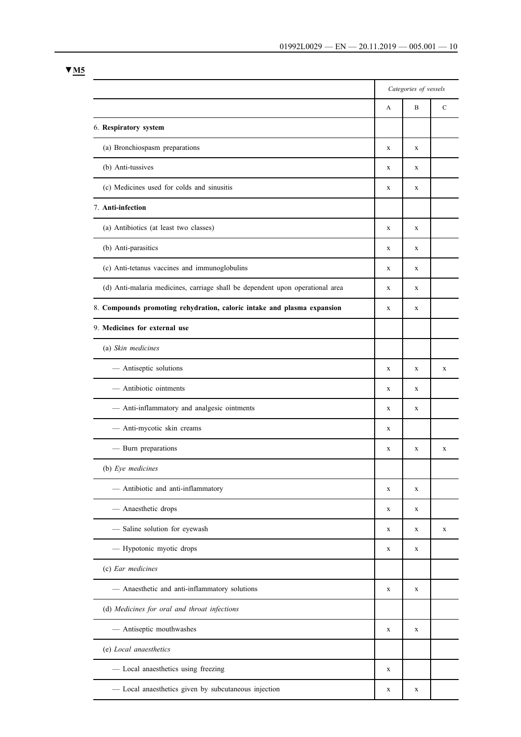▼M5

| | Categories of vessels | | |
|---|---|---|---|
| | A | B | C |
| 6. **Respiratory system** | | | |
| (a) Bronchiospasm preparations | x | x | |
| (b) Anti-tussives | x | x | |
| (c) Medicines used for colds and sinusitis | x | x | |
| 7. **Anti-infection** | | | |
| (a) Antibiotics (at least two classes) | x | x | |
| (b) Anti-parasitics | x | x | |
| (c) Anti-tetanus vaccines and immunoglobulins | x | x | |
| (d) Anti-malaria medicines, carriage shall be dependent upon operational area | x | x | |
| 8. **Compounds promoting rehydration, caloric intake and plasma expansion** | x | x | |
| 9. **Medicines for external use** | | | |
| (a) *Skin medicines* | | | |
| — Antiseptic solutions | x | x | x |
| — Antibiotic ointments | x | x | |
| — Anti-inflammatory and analgesic ointments | x | x | |
| — Anti-mycotic skin creams | x | | |
| — Burn preparations | x | x | x |
| (b) *Eye medicines* | | | |
| — Antibiotic and anti-inflammatory | x | x | |
| — Anaesthetic drops | x | x | |
| — Saline solution for eyewash | x | x | x |
| — Hypotonic myotic drops | x | x | |
| (c) *Ear medicines* | | | |
| — Anaesthetic and anti-inflammatory solutions | x | x | |
| (d) *Medicines for oral and throat infections* | | | |
| — Antiseptic mouthwashes | x | x | |
| (e) *Local anaesthetics* | | | |
| — Local anaesthetics using freezing | x | | |
| — Local anaesthetics given by subcutaneous injection | x | x | |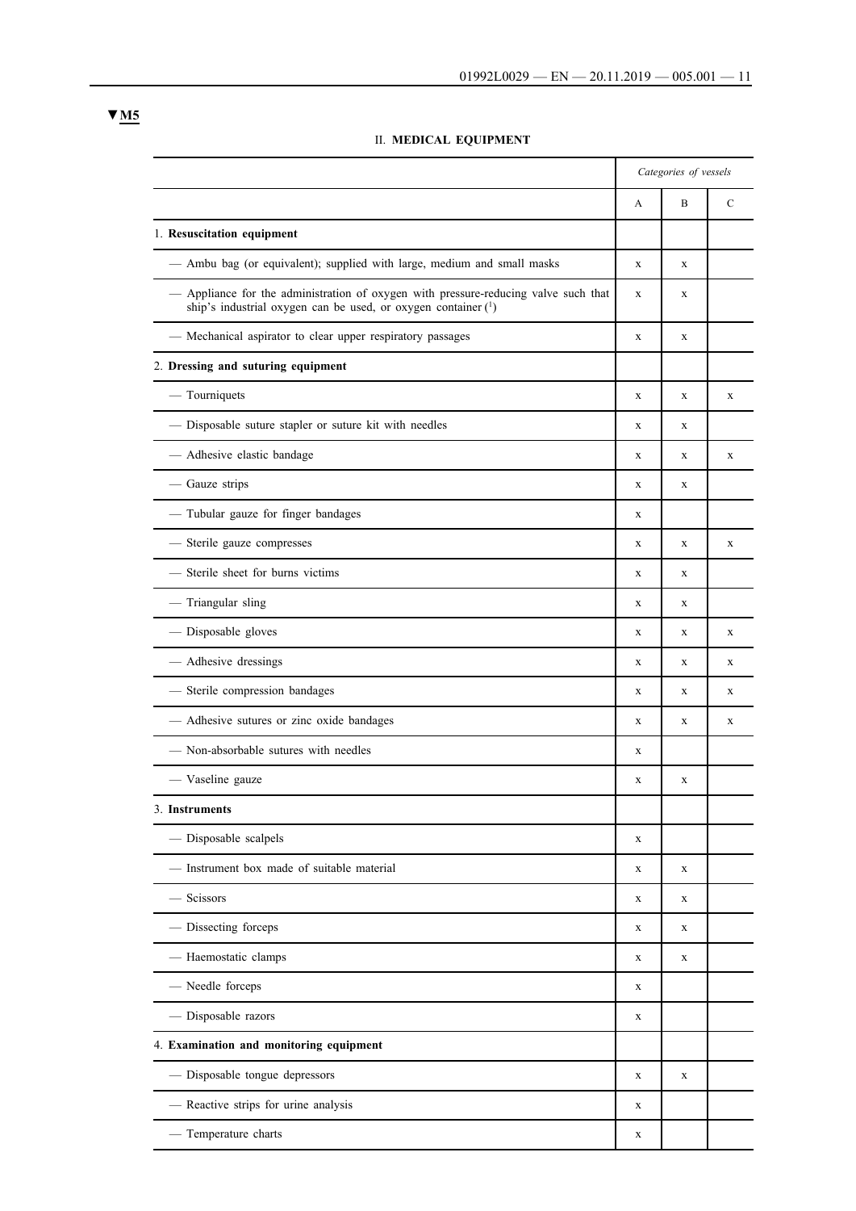▼M5

## II. MEDICAL EQUIPMENT

| | *Categories of vessels* | | |
|---|---|---|---|
| | A | B | C |
| 1. **Resuscitation equipment** | | | |
| — Ambu bag (or equivalent); supplied with large, medium and small masks | x | x | |
| — Appliance for the administration of oxygen with pressure-reducing valve such that ship's industrial oxygen can be used, or oxygen container (1) | x | x | |
| — Mechanical aspirator to clear upper respiratory passages | x | x | |
| 2. **Dressing and suturing equipment** | | | |
| — Tourniquets | x | x | x |
| — Disposable suture stapler or suture kit with needles | x | x | |
| — Adhesive elastic bandage | x | x | x |
| — Gauze strips | x | x | |
| — Tubular gauze for finger bandages | x | | |
| — Sterile gauze compresses | x | x | x |
| — Sterile sheet for burns victims | x | x | |
| — Triangular sling | x | x | |
| — Disposable gloves | x | x | x |
| — Adhesive dressings | x | x | x |
| — Sterile compression bandages | x | x | x |
| — Adhesive sutures or zinc oxide bandages | x | x | x |
| — Non-absorbable sutures with needles | x | | |
| — Vaseline gauze | x | x | |
| 3. **Instruments** | | | |
| — Disposable scalpels | x | | |
| — Instrument box made of suitable material | x | x | |
| — Scissors | x | x | |
| — Dissecting forceps | x | x | |
| — Haemostatic clamps | x | x | |
| — Needle forceps | x | | |
| — Disposable razors | x | | |
| 4. **Examination and monitoring equipment** | | | |
| — Disposable tongue depressors | x | x | |
| — Reactive strips for urine analysis | x | | |
| — Temperature charts | x | | |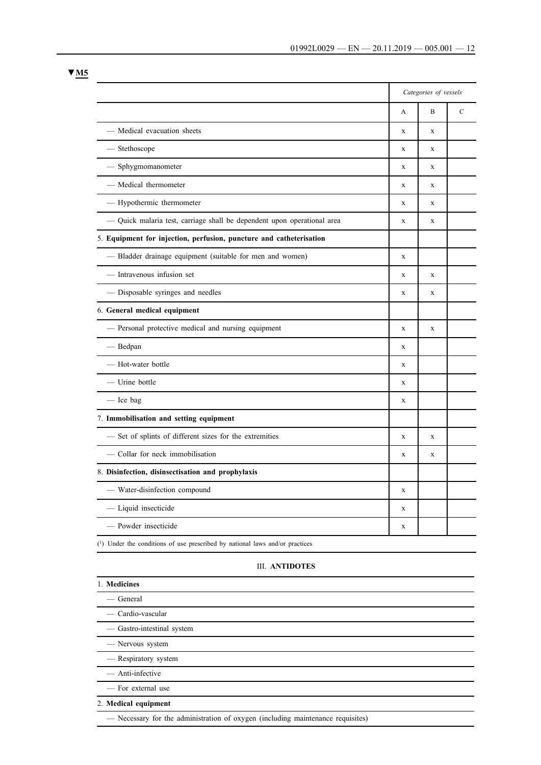▼M5

| | Categories of vessels | | |
|---|---|---|---|
| | A | B | C |
| — Medical evacuation sheets | x | x | |
| — Stethoscope | x | x | |
| — Sphygmomanometer | x | x | |
| — Medical thermometer | x | x | |
| — Hypothermic thermometer | x | x | |
| — Quick malaria test, carriage shall be dependent upon operational area | x | x | |
| 5. **Equipment for injection, perfusion, puncture and catheterisation** | | | |
| — Bladder drainage equipment (suitable for men and women) | x | | |
| — Intravenous infusion set | x | x | |
| — Disposable syringes and needles | x | x | |
| 6. **General medical equipment** | | | |
| — Personal protective medical and nursing equipment | x | x | |
| — Bedpan | x | | |
| — Hot-water bottle | x | | |
| — Urine bottle | x | | |
| — Ice bag | x | | |
| 7. **Immobilisation and setting equipment** | | | |
| — Set of splints of different sizes for the extremities | x | x | |
| — Collar for neck immobilisation | x | x | |
| 8. **Disinfection, disinsectisation and prophylaxis** | | | |
| — Water-disinfection compound | x | | |
| — Liquid insecticide | x | | |
| — Powder insecticide | x | | |

(1) Under the conditions of use prescribed by national laws and/or practices

## III. ANTIDOTES

1. **Medicines**
   - General
   - Cardio-vascular
   - Gastro-intestinal system
   - Nervous system
   - Respiratory system
   - Anti-infective
   - For external use
2. **Medical equipment**
   - Necessary for the administration of oxygen (including maintenance requisites)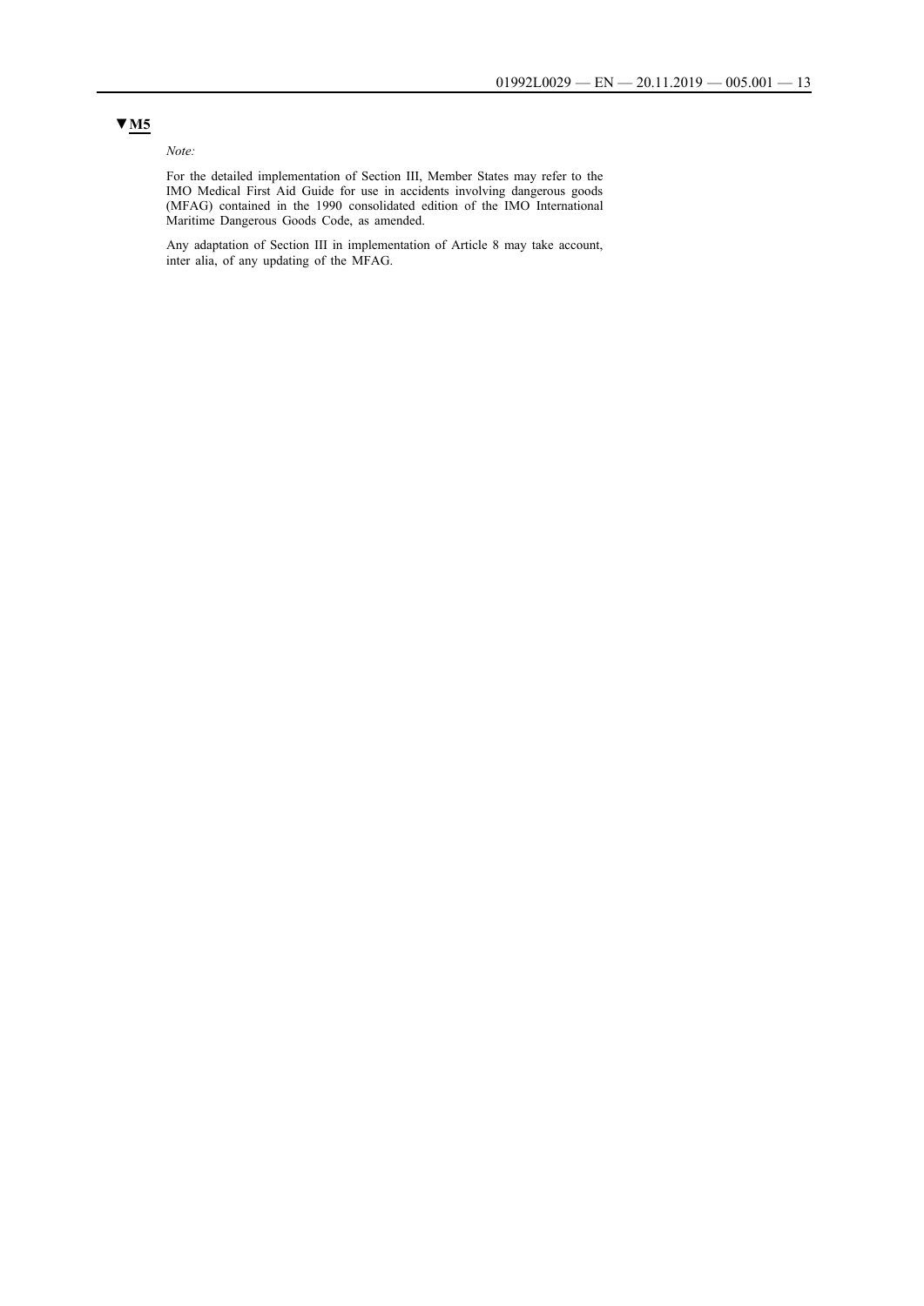**▼M5**

*Note:*

For the detailed implementation of Section III, Member States may refer to the IMO Medical First Aid Guide for use in accidents involving dangerous goods (MFAG) contained in the 1990 consolidated edition of the IMO International Maritime Dangerous Goods Code, as amended.

Any adaptation of Section III in implementation of Article 8 may take account, inter alia, of any updating of the MFAG.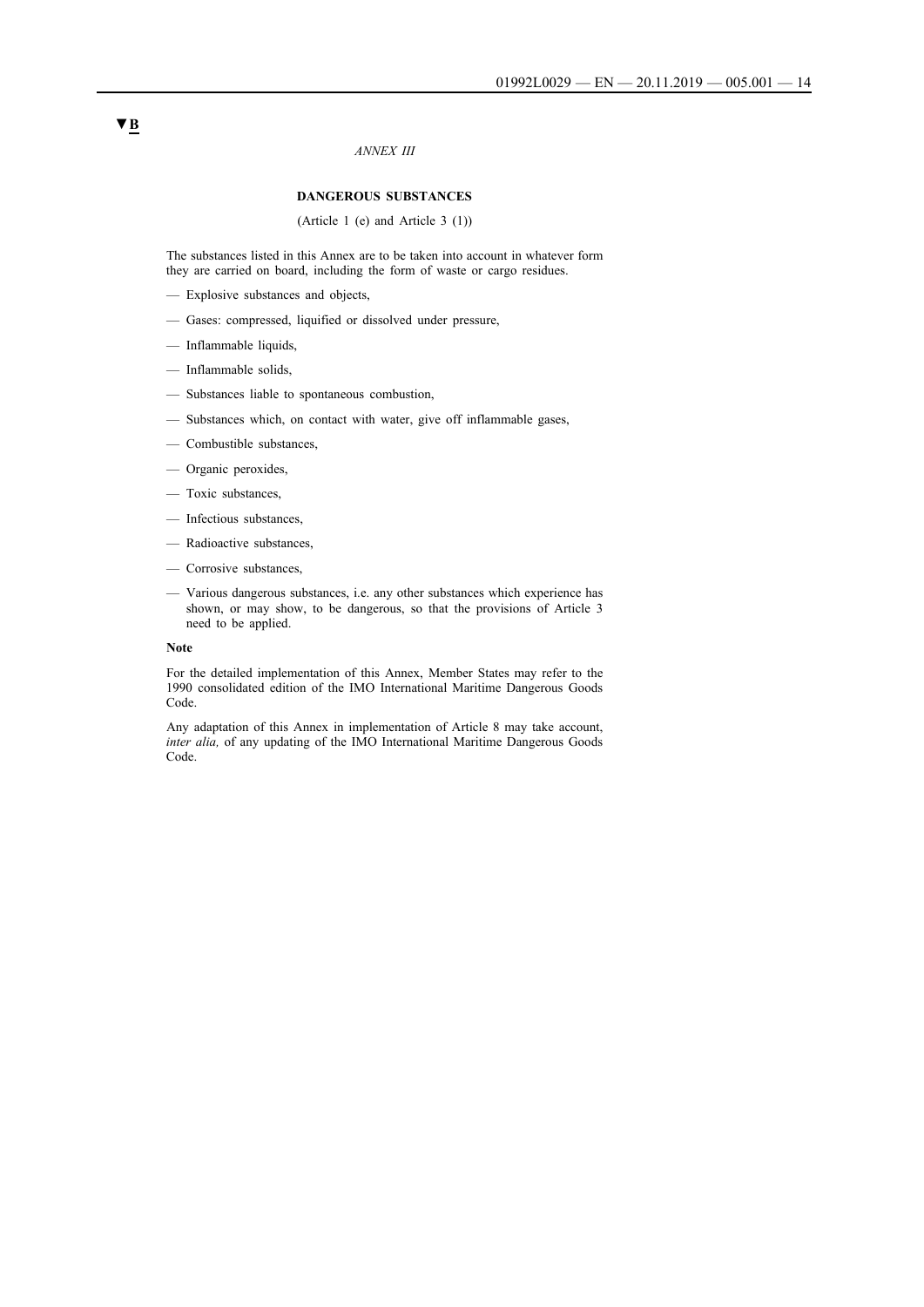▼B

*ANNEX III*

**DANGEROUS SUBSTANCES**

(Article 1 (e) and Article 3 (1))

The substances listed in this Annex are to be taken into account in whatever form they are carried on board, including the form of waste or cargo residues.

- Explosive substances and objects,
- Gases: compressed, liquified or dissolved under pressure,
- Inflammable liquids,
- Inflammable solids,
- Substances liable to spontaneous combustion,
- Substances which, on contact with water, give off inflammable gases,
- Combustible substances,
- Organic peroxides,
- Toxic substances,
- Infectious substances,
- Radioactive substances,
- Corrosive substances,
- Various dangerous substances, i.e. any other substances which experience has shown, or may show, to be dangerous, so that the provisions of Article 3 need to be applied.

**Note**

For the detailed implementation of this Annex, Member States may refer to the 1990 consolidated edition of the IMO International Maritime Dangerous Goods Code.

Any adaptation of this Annex in implementation of Article 8 may take account, *inter alia,* of any updating of the IMO International Maritime Dangerous Goods Code.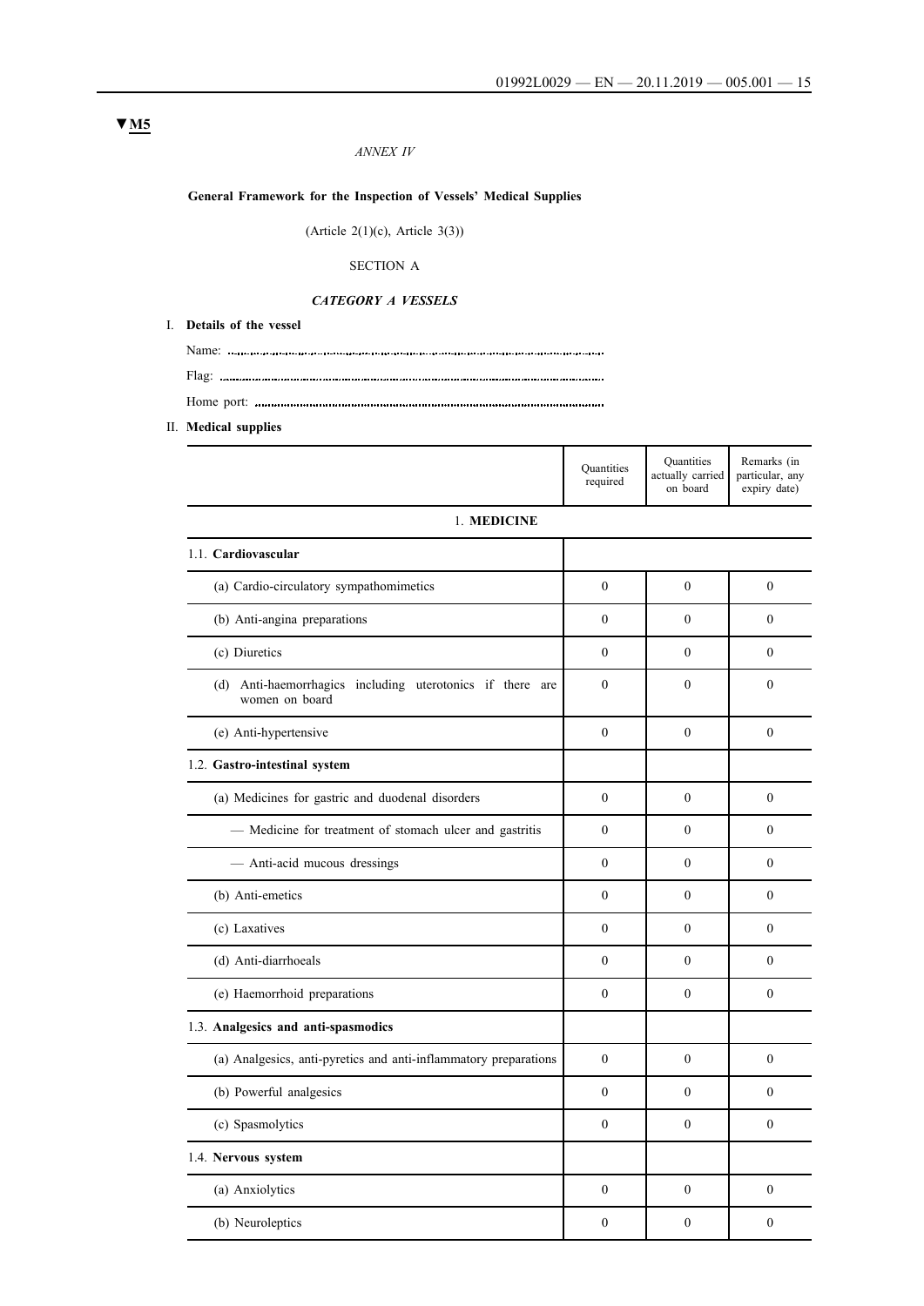▼M5

*ANNEX IV*

**General Framework for the Inspection of Vessels' Medical Supplies**

(Article 2(1)(c), Article 3(3))

SECTION A

***CATEGORY A VESSELS***

I. **Details of the vessel**

Name: ..............................................................................................

Flag: ..............................................................................................

Home port: ..............................................................................................

II. **Medical supplies**

| | Quantities required | Quantities actually carried on board | Remarks (in particular, any expiry date) |
|---|---|---|---|
| 1. **MEDICINE** | | | |
| 1.1. **Cardiovascular** | | | |
| (a) Cardio-circulatory sympathomimetics | 0 | 0 | 0 |
| (b) Anti-angina preparations | 0 | 0 | 0 |
| (c) Diuretics | 0 | 0 | 0 |
| (d) Anti-haemorrhagics including uterotonics if there are women on board | 0 | 0 | 0 |
| (e) Anti-hypertensive | 0 | 0 | 0 |
| 1.2. **Gastro-intestinal system** | | | |
| (a) Medicines for gastric and duodenal disorders | 0 | 0 | 0 |
| — Medicine for treatment of stomach ulcer and gastritis | 0 | 0 | 0 |
| — Anti-acid mucous dressings | 0 | 0 | 0 |
| (b) Anti-emetics | 0 | 0 | 0 |
| (c) Laxatives | 0 | 0 | 0 |
| (d) Anti-diarrhoeals | 0 | 0 | 0 |
| (e) Haemorrhoid preparations | 0 | 0 | 0 |
| 1.3. **Analgesics and anti-spasmodics** | | | |
| (a) Analgesics, anti-pyretics and anti-inflammatory preparations | 0 | 0 | 0 |
| (b) Powerful analgesics | 0 | 0 | 0 |
| (c) Spasmolytics | 0 | 0 | 0 |
| 1.4. **Nervous system** | | | |
| (a) Anxiolytics | 0 | 0 | 0 |
| (b) Neuroleptics | 0 | 0 | 0 |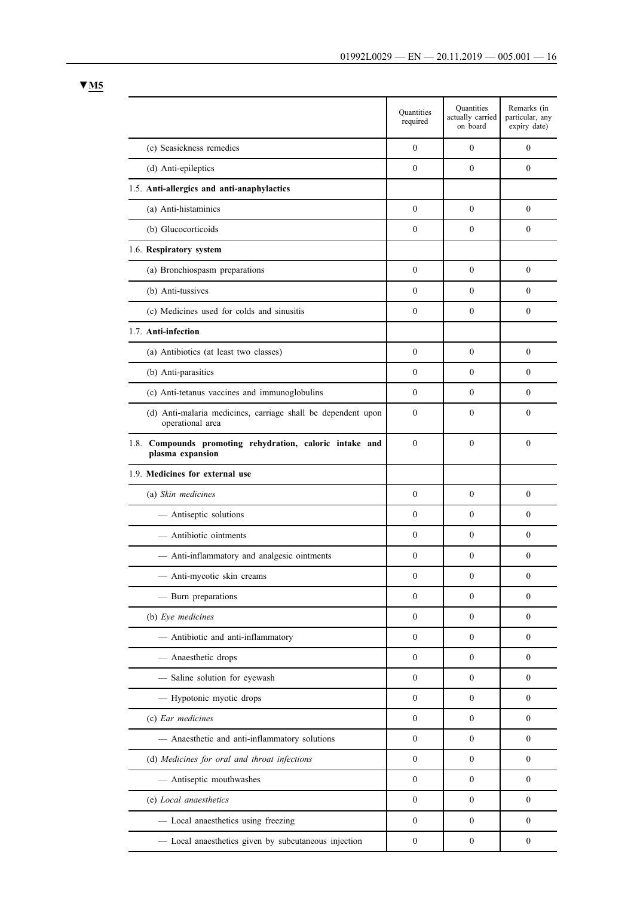▼M5

| | Quantities required | Quantities actually carried on board | Remarks (in particular, any expiry date) |
|---|---|---|---|
| (c) Seasickness remedies | 0 | 0 | 0 |
| (d) Anti-epileptics | 0 | 0 | 0 |
| 1.5. **Anti-allergics and anti-anaphylactics** | | | |
| (a) Anti-histaminics | 0 | 0 | 0 |
| (b) Glucocorticoids | 0 | 0 | 0 |
| 1.6. **Respiratory system** | | | |
| (a) Bronchiospasm preparations | 0 | 0 | 0 |
| (b) Anti-tussives | 0 | 0 | 0 |
| (c) Medicines used for colds and sinusitis | 0 | 0 | 0 |
| 1.7. **Anti-infection** | | | |
| (a) Antibiotics (at least two classes) | 0 | 0 | 0 |
| (b) Anti-parasitics | 0 | 0 | 0 |
| (c) Anti-tetanus vaccines and immunoglobulins | 0 | 0 | 0 |
| (d) Anti-malaria medicines, carriage shall be dependent upon operational area | 0 | 0 | 0 |
| 1.8. **Compounds promoting rehydration, caloric intake and plasma expansion** | 0 | 0 | 0 |
| 1.9. **Medicines for external use** | | | |
| (a) *Skin medicines* | 0 | 0 | 0 |
| — Antiseptic solutions | 0 | 0 | 0 |
| — Antibiotic ointments | 0 | 0 | 0 |
| — Anti-inflammatory and analgesic ointments | 0 | 0 | 0 |
| — Anti-mycotic skin creams | 0 | 0 | 0 |
| — Burn preparations | 0 | 0 | 0 |
| (b) *Eye medicines* | 0 | 0 | 0 |
| — Antibiotic and anti-inflammatory | 0 | 0 | 0 |
| — Anaesthetic drops | 0 | 0 | 0 |
| — Saline solution for eyewash | 0 | 0 | 0 |
| — Hypotonic myotic drops | 0 | 0 | 0 |
| (c) *Ear medicines* | 0 | 0 | 0 |
| — Anaesthetic and anti-inflammatory solutions | 0 | 0 | 0 |
| (d) *Medicines for oral and throat infections* | 0 | 0 | 0 |
| — Antiseptic mouthwashes | 0 | 0 | 0 |
| (e) *Local anaesthetics* | 0 | 0 | 0 |
| — Local anaesthetics using freezing | 0 | 0 | 0 |
| — Local anaesthetics given by subcutaneous injection | 0 | 0 | 0 |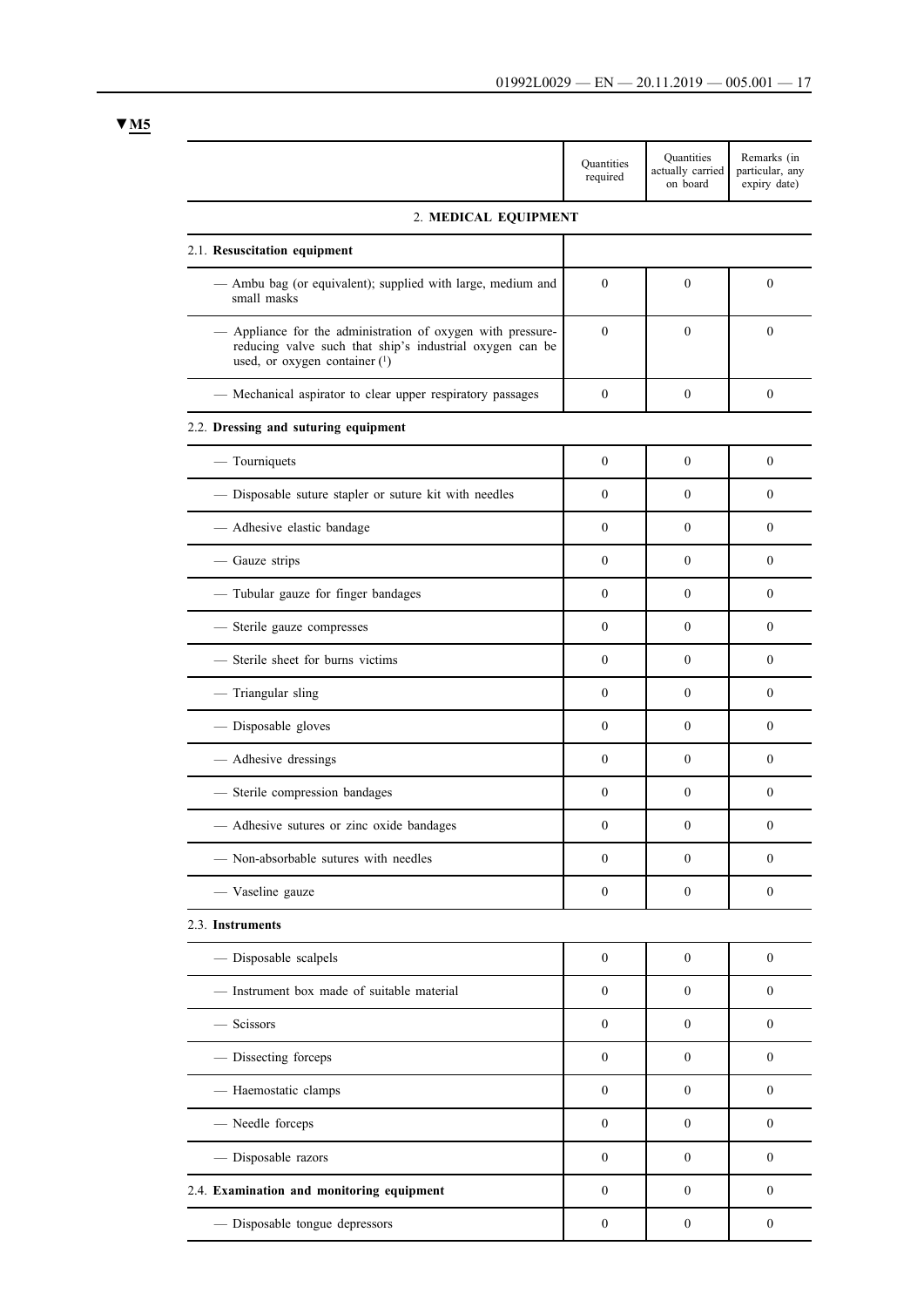▼M5

| | Quantities required | Quantities actually carried on board | Remarks (in particular, any expiry date) |
|---|---|---|---|
| 2. **MEDICAL EQUIPMENT** | | | |
| 2.1. **Resuscitation equipment** | | | |
| — Ambu bag (or equivalent); supplied with large, medium and small masks | 0 | 0 | 0 |
| — Appliance for the administration of oxygen with pressure-reducing valve such that ship's industrial oxygen can be used, or oxygen container ([1]) | 0 | 0 | 0 |
| — Mechanical aspirator to clear upper respiratory passages | 0 | 0 | 0 |
| 2.2. **Dressing and suturing equipment** | | | |
| — Tourniquets | 0 | 0 | 0 |
| — Disposable suture stapler or suture kit with needles | 0 | 0 | 0 |
| — Adhesive elastic bandage | 0 | 0 | 0 |
| — Gauze strips | 0 | 0 | 0 |
| — Tubular gauze for finger bandages | 0 | 0 | 0 |
| — Sterile gauze compresses | 0 | 0 | 0 |
| — Sterile sheet for burns victims | 0 | 0 | 0 |
| — Triangular sling | 0 | 0 | 0 |
| — Disposable gloves | 0 | 0 | 0 |
| — Adhesive dressings | 0 | 0 | 0 |
| — Sterile compression bandages | 0 | 0 | 0 |
| — Adhesive sutures or zinc oxide bandages | 0 | 0 | 0 |
| — Non-absorbable sutures with needles | 0 | 0 | 0 |
| — Vaseline gauze | 0 | 0 | 0 |
| 2.3. **Instruments** | | | |
| — Disposable scalpels | 0 | 0 | 0 |
| — Instrument box made of suitable material | 0 | 0 | 0 |
| — Scissors | 0 | 0 | 0 |
| — Dissecting forceps | 0 | 0 | 0 |
| — Haemostatic clamps | 0 | 0 | 0 |
| — Needle forceps | 0 | 0 | 0 |
| — Disposable razors | 0 | 0 | 0 |
| 2.4. **Examination and monitoring equipment** | 0 | 0 | 0 |
| — Disposable tongue depressors | 0 | 0 | 0 |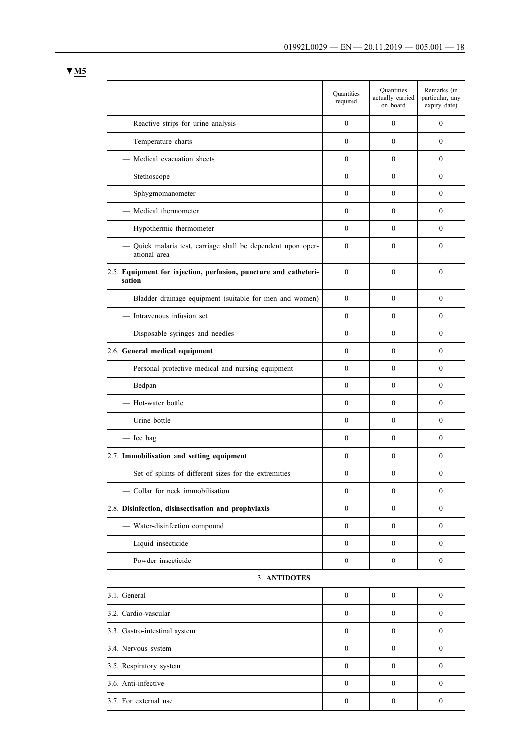▼M5

| | Quantities required | Quantities actually carried on board | Remarks (in particular, any expiry date) |
|---|---|---|---|
| — Reactive strips for urine analysis | 0 | 0 | 0 |
| — Temperature charts | 0 | 0 | 0 |
| — Medical evacuation sheets | 0 | 0 | 0 |
| — Stethoscope | 0 | 0 | 0 |
| — Sphygmomanometer | 0 | 0 | 0 |
| — Medical thermometer | 0 | 0 | 0 |
| — Hypothermic thermometer | 0 | 0 | 0 |
| — Quick malaria test, carriage shall be dependent upon operational area | 0 | 0 | 0 |
| 2.5. **Equipment for injection, perfusion, puncture and catheterisation** | 0 | 0 | 0 |
| — Bladder drainage equipment (suitable for men and women) | 0 | 0 | 0 |
| — Intravenous infusion set | 0 | 0 | 0 |
| — Disposable syringes and needles | 0 | 0 | 0 |
| 2.6. **General medical equipment** | 0 | 0 | 0 |
| — Personal protective medical and nursing equipment | 0 | 0 | 0 |
| — Bedpan | 0 | 0 | 0 |
| — Hot-water bottle | 0 | 0 | 0 |
| — Urine bottle | 0 | 0 | 0 |
| — Ice bag | 0 | 0 | 0 |
| 2.7. **Immobilisation and setting equipment** | 0 | 0 | 0 |
| — Set of splints of different sizes for the extremities | 0 | 0 | 0 |
| — Collar for neck immobilisation | 0 | 0 | 0 |
| 2.8. **Disinfection, disinsectisation and prophylaxis** | 0 | 0 | 0 |
| — Water-disinfection compound | 0 | 0 | 0 |
| — Liquid insecticide | 0 | 0 | 0 |
| — Powder insecticide | 0 | 0 | 0 |
| 3. **ANTIDOTES** | | | |
| 3.1. General | 0 | 0 | 0 |
| 3.2. Cardio-vascular | 0 | 0 | 0 |
| 3.3. Gastro-intestinal system | 0 | 0 | 0 |
| 3.4. Nervous system | 0 | 0 | 0 |
| 3.5. Respiratory system | 0 | 0 | 0 |
| 3.6. Anti-infective | 0 | 0 | 0 |
| 3.7. For external use | 0 | 0 | 0 |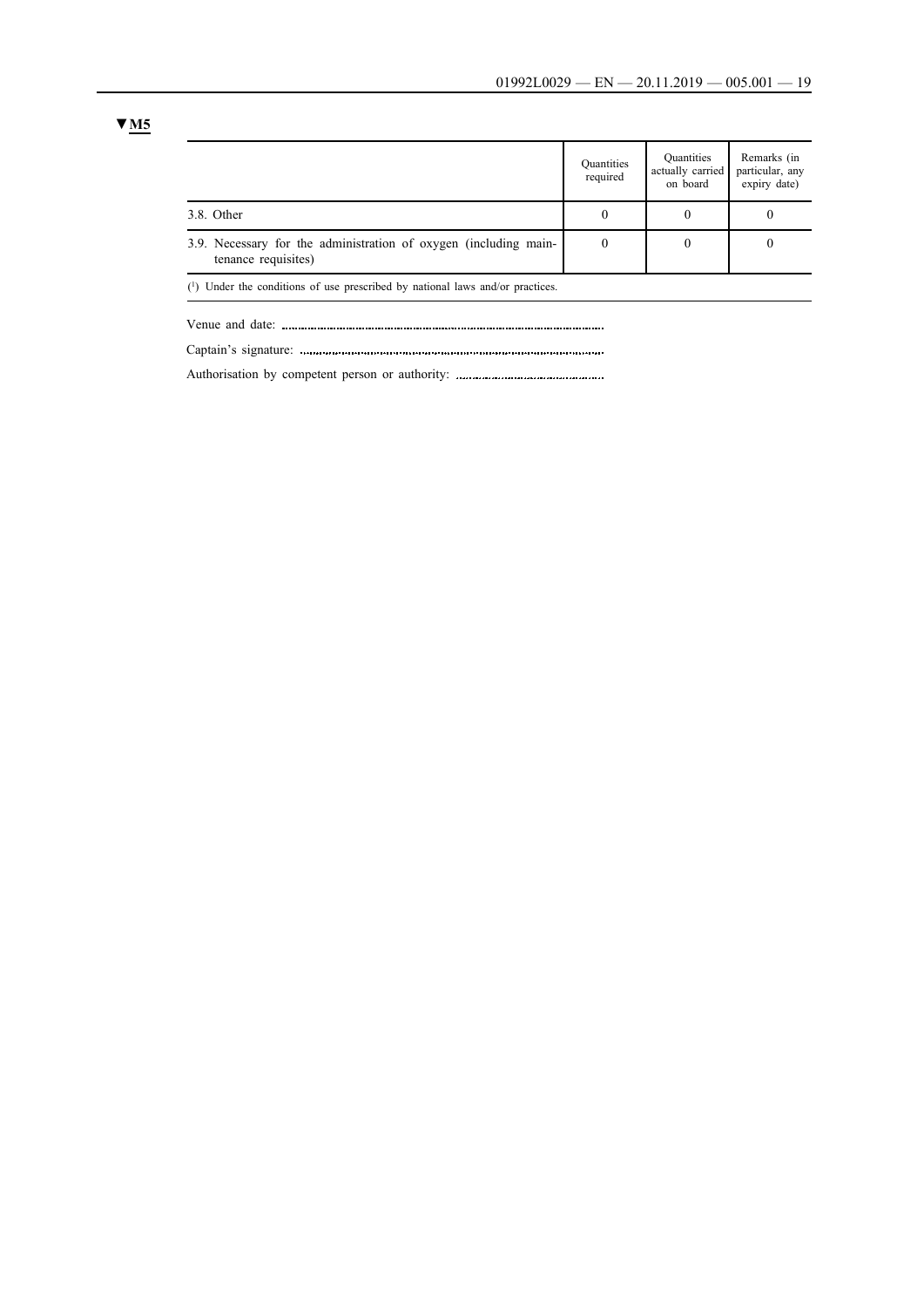▼M5

| | Quantities required | Quantities actually carried on board | Remarks (in particular, any expiry date) |
|---|---|---|---|
| 3.8. Other | 0 | 0 | 0 |
| 3.9. Necessary for the administration of oxygen (including maintenance requisites) | 0 | 0 | 0 |

(1) Under the conditions of use prescribed by national laws and/or practices.

Venue and date: ..............................................................................

Captain's signature: ..............................................................................

Authorisation by competent person or authority: ..............................................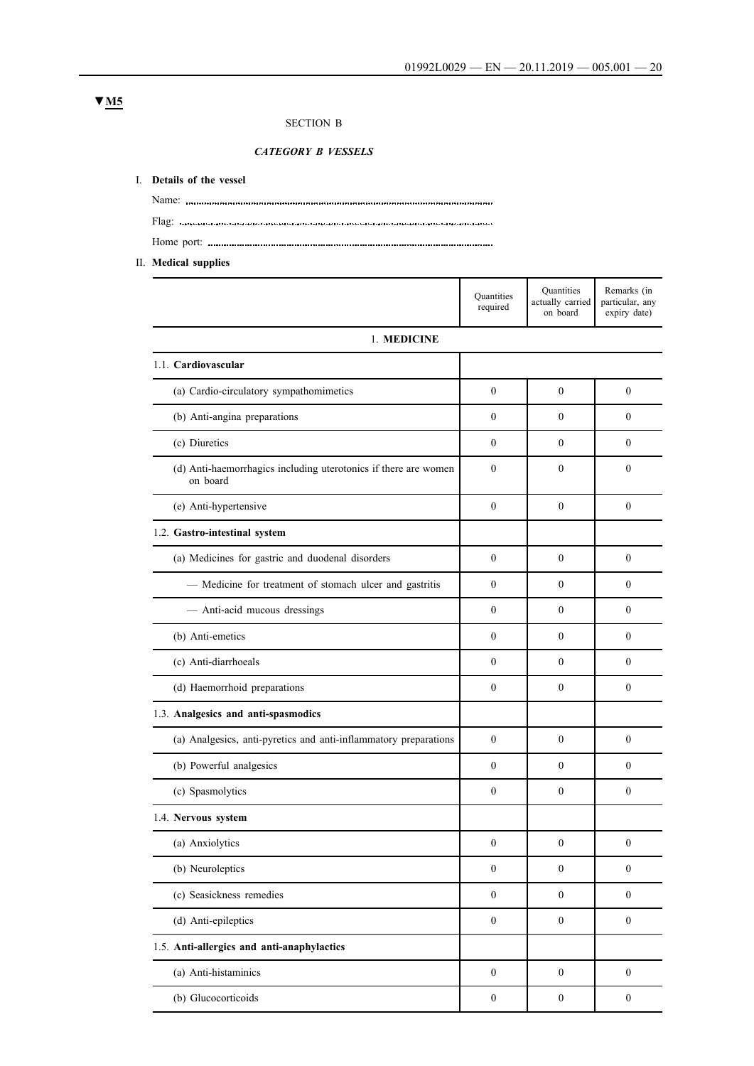▼M5

SECTION B

*CATEGORY B VESSELS*

I. **Details of the vessel**

Name: ..............................................................................................

Flag: ..............................................................................................

Home port: ..............................................................................................

II. **Medical supplies**

| | Quantities required | Quantities actually carried on board | Remarks (in particular, any expiry date) |
|---|---|---|---|
| 1. **MEDICINE** | | | |
| 1.1. **Cardiovascular** | | | |
| (a) Cardio-circulatory sympathomimetics | 0 | 0 | 0 |
| (b) Anti-angina preparations | 0 | 0 | 0 |
| (c) Diuretics | 0 | 0 | 0 |
| (d) Anti-haemorrhagics including uterotonics if there are women on board | 0 | 0 | 0 |
| (e) Anti-hypertensive | 0 | 0 | 0 |
| 1.2. **Gastro-intestinal system** | | | |
| (a) Medicines for gastric and duodenal disorders | 0 | 0 | 0 |
| — Medicine for treatment of stomach ulcer and gastritis | 0 | 0 | 0 |
| — Anti-acid mucous dressings | 0 | 0 | 0 |
| (b) Anti-emetics | 0 | 0 | 0 |
| (c) Anti-diarrhoeals | 0 | 0 | 0 |
| (d) Haemorrhoid preparations | 0 | 0 | 0 |
| 1.3. **Analgesics and anti-spasmodics** | | | |
| (a) Analgesics, anti-pyretics and anti-inflammatory preparations | 0 | 0 | 0 |
| (b) Powerful analgesics | 0 | 0 | 0 |
| (c) Spasmolytics | 0 | 0 | 0 |
| 1.4. **Nervous system** | | | |
| (a) Anxiolytics | 0 | 0 | 0 |
| (b) Neuroleptics | 0 | 0 | 0 |
| (c) Seasickness remedies | 0 | 0 | 0 |
| (d) Anti-epileptics | 0 | 0 | 0 |
| 1.5. **Anti-allergics and anti-anaphylactics** | | | |
| (a) Anti-histaminics | 0 | 0 | 0 |
| (b) Glucocorticoids | 0 | 0 | 0 |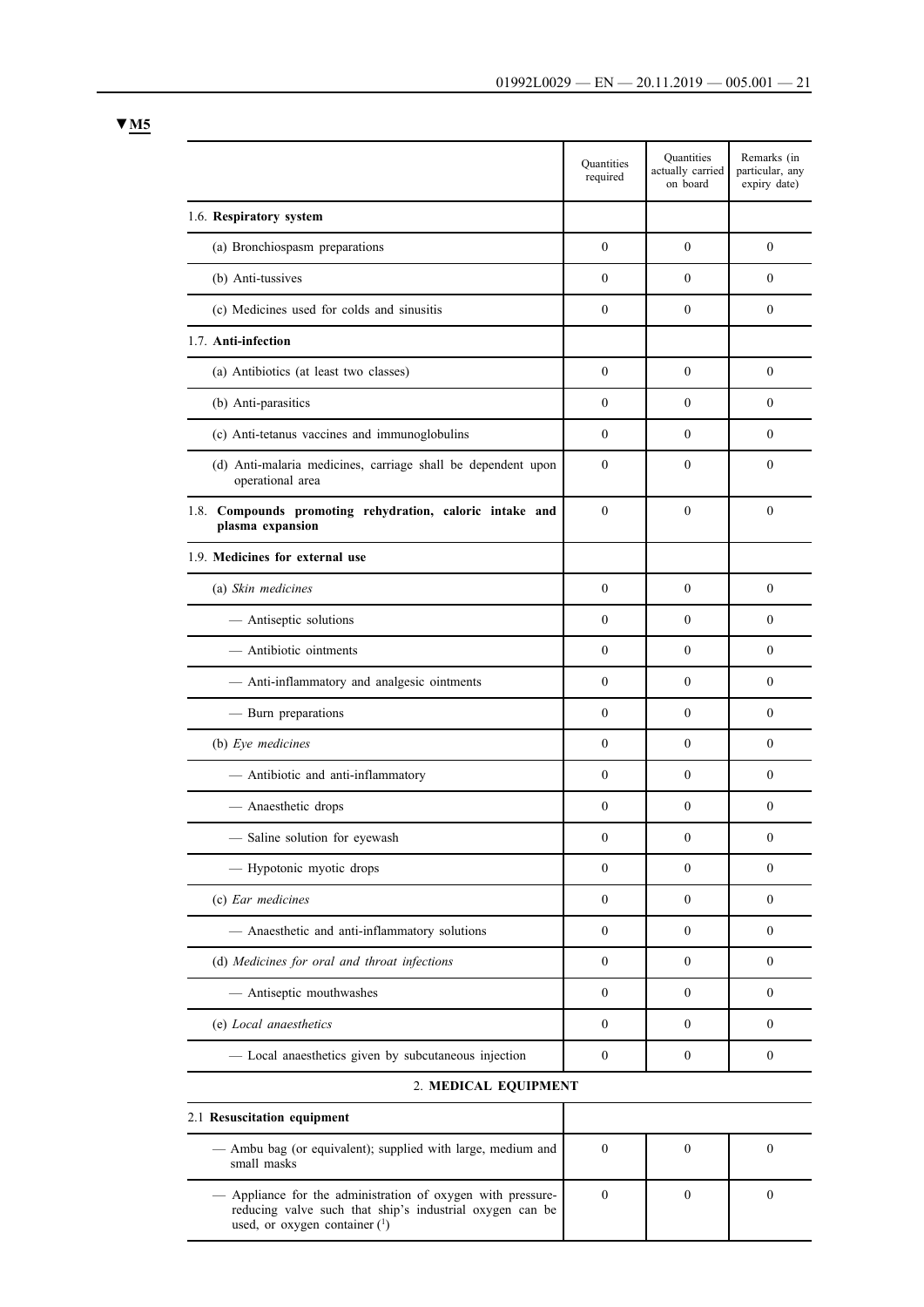▼M5

| | Quantities required | Quantities actually carried on board | Remarks (in particular, any expiry date) |
|---|---|---|---|
| 1.6. **Respiratory system** | | | |
| (a) Bronchiospasm preparations | 0 | 0 | 0 |
| (b) Anti-tussives | 0 | 0 | 0 |
| (c) Medicines used for colds and sinusitis | 0 | 0 | 0 |
| 1.7. **Anti-infection** | | | |
| (a) Antibiotics (at least two classes) | 0 | 0 | 0 |
| (b) Anti-parasitics | 0 | 0 | 0 |
| (c) Anti-tetanus vaccines and immunoglobulins | 0 | 0 | 0 |
| (d) Anti-malaria medicines, carriage shall be dependent upon operational area | 0 | 0 | 0 |
| 1.8. **Compounds promoting rehydration, caloric intake and plasma expansion** | 0 | 0 | 0 |
| 1.9. **Medicines for external use** | | | |
| (a) *Skin medicines* | 0 | 0 | 0 |
| — Antiseptic solutions | 0 | 0 | 0 |
| — Antibiotic ointments | 0 | 0 | 0 |
| — Anti-inflammatory and analgesic ointments | 0 | 0 | 0 |
| — Burn preparations | 0 | 0 | 0 |
| (b) *Eye medicines* | 0 | 0 | 0 |
| — Antibiotic and anti-inflammatory | 0 | 0 | 0 |
| — Anaesthetic drops | 0 | 0 | 0 |
| — Saline solution for eyewash | 0 | 0 | 0 |
| — Hypotonic myotic drops | 0 | 0 | 0 |
| (c) *Ear medicines* | 0 | 0 | 0 |
| — Anaesthetic and anti-inflammatory solutions | 0 | 0 | 0 |
| (d) *Medicines for oral and throat infections* | 0 | 0 | 0 |
| — Antiseptic mouthwashes | 0 | 0 | 0 |
| (e) *Local anaesthetics* | 0 | 0 | 0 |
| — Local anaesthetics given by subcutaneous injection | 0 | 0 | 0 |
| 2. **MEDICAL EQUIPMENT** | | | |
| 2.1 **Resuscitation equipment** | | | |
| — Ambu bag (or equivalent); supplied with large, medium and small masks | 0 | 0 | 0 |
| — Appliance for the administration of oxygen with pressure-reducing valve such that ship's industrial oxygen can be used, or oxygen container [1] | 0 | 0 | 0 |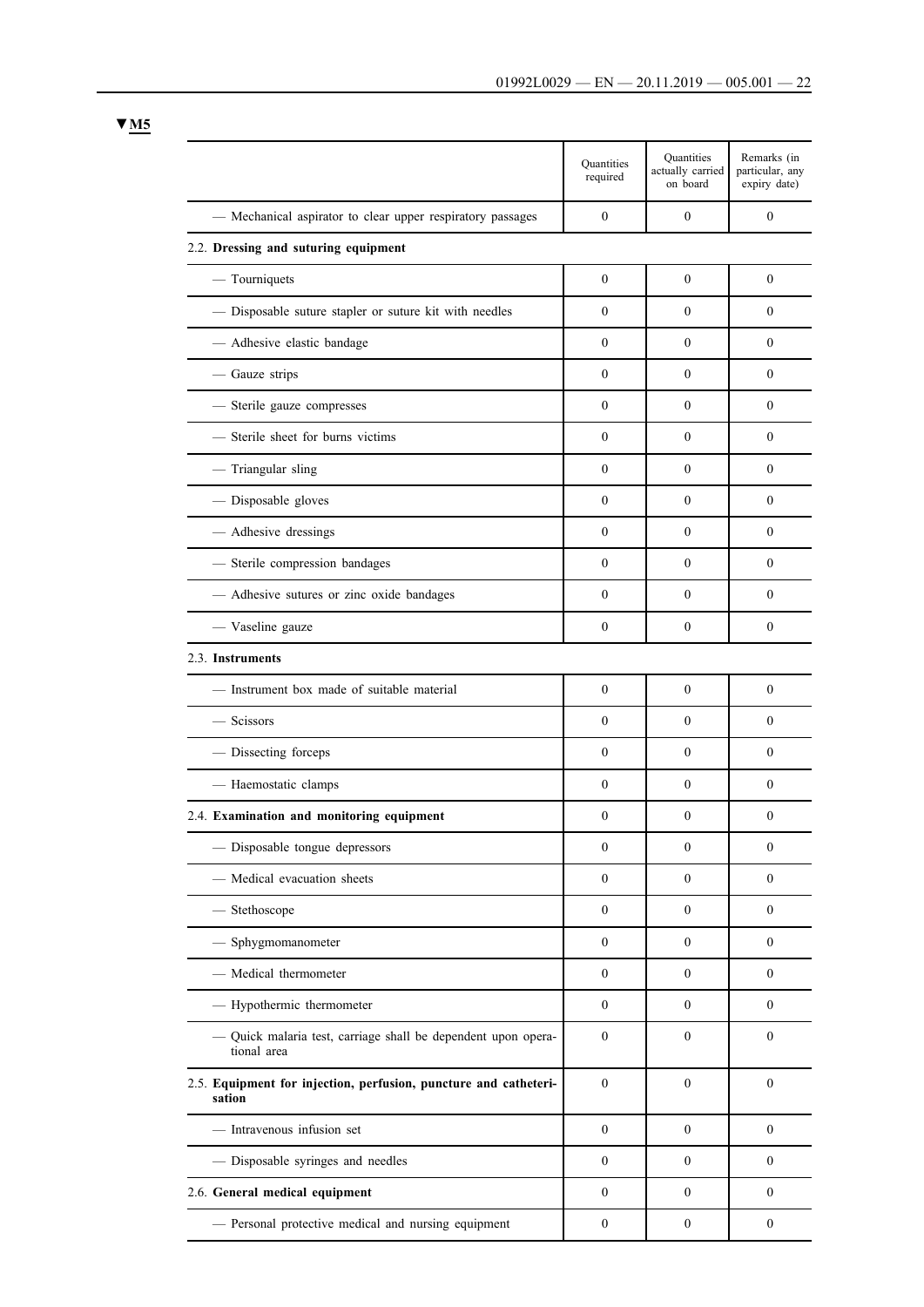▼M5

| | Quantities required | Quantities actually carried on board | Remarks (in particular, any expiry date) |
|---|---|---|---|
| — Mechanical aspirator to clear upper respiratory passages | 0 | 0 | 0 |
| 2.2. **Dressing and suturing equipment** | | | |
| — Tourniquets | 0 | 0 | 0 |
| — Disposable suture stapler or suture kit with needles | 0 | 0 | 0 |
| — Adhesive elastic bandage | 0 | 0 | 0 |
| — Gauze strips | 0 | 0 | 0 |
| — Sterile gauze compresses | 0 | 0 | 0 |
| — Sterile sheet for burns victims | 0 | 0 | 0 |
| — Triangular sling | 0 | 0 | 0 |
| — Disposable gloves | 0 | 0 | 0 |
| — Adhesive dressings | 0 | 0 | 0 |
| — Sterile compression bandages | 0 | 0 | 0 |
| — Adhesive sutures or zinc oxide bandages | 0 | 0 | 0 |
| — Vaseline gauze | 0 | 0 | 0 |
| 2.3. **Instruments** | | | |
| — Instrument box made of suitable material | 0 | 0 | 0 |
| — Scissors | 0 | 0 | 0 |
| — Dissecting forceps | 0 | 0 | 0 |
| — Haemostatic clamps | 0 | 0 | 0 |
| 2.4. **Examination and monitoring equipment** | 0 | 0 | 0 |
| — Disposable tongue depressors | 0 | 0 | 0 |
| — Medical evacuation sheets | 0 | 0 | 0 |
| — Stethoscope | 0 | 0 | 0 |
| — Sphygmomanometer | 0 | 0 | 0 |
| — Medical thermometer | 0 | 0 | 0 |
| — Hypothermic thermometer | 0 | 0 | 0 |
| — Quick malaria test, carriage shall be dependent upon operational area | 0 | 0 | 0 |
| 2.5. **Equipment for injection, perfusion, puncture and catheterisation** | 0 | 0 | 0 |
| — Intravenous infusion set | 0 | 0 | 0 |
| — Disposable syringes and needles | 0 | 0 | 0 |
| 2.6. **General medical equipment** | 0 | 0 | 0 |
| — Personal protective medical and nursing equipment | 0 | 0 | 0 |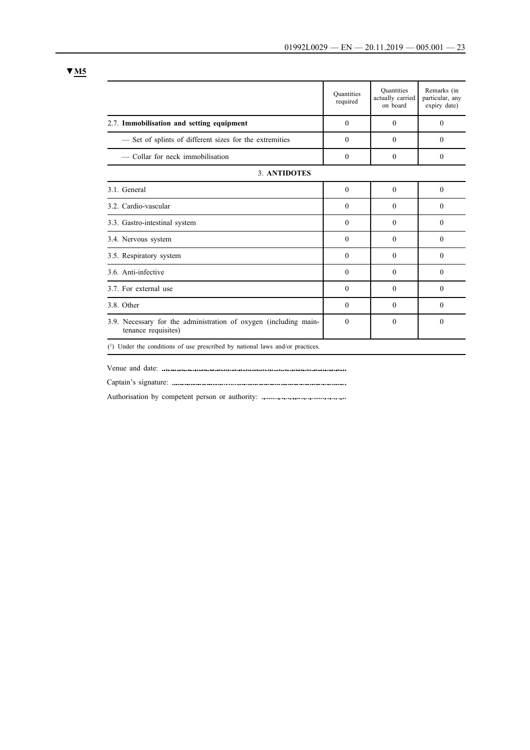▼M5

| | Quantities required | Quantities actually carried on board | Remarks (in particular, any expiry date) |
|---|---|---|---|
| 2.7. **Immobilisation and setting equipment** | 0 | 0 | 0 |
| — Set of splints of different sizes for the extremities | 0 | 0 | 0 |
| — Collar for neck immobilisation | 0 | 0 | 0 |
| 3. **ANTIDOTES** | | | |
| 3.1. General | 0 | 0 | 0 |
| 3.2. Cardio-vascular | 0 | 0 | 0 |
| 3.3. Gastro-intestinal system | 0 | 0 | 0 |
| 3.4. Nervous system | 0 | 0 | 0 |
| 3.5. Respiratory system | 0 | 0 | 0 |
| 3.6. Anti-infective | 0 | 0 | 0 |
| 3.7. For external use | 0 | 0 | 0 |
| 3.8. Other | 0 | 0 | 0 |
| 3.9. Necessary for the administration of oxygen (including maintenance requisites) | 0 | 0 | 0 |

([1]) Under the conditions of use prescribed by national laws and/or practices.

Venue and date: ..........................................................................

Captain's signature: ..........................................................................

Authorisation by competent person or authority: ..........................................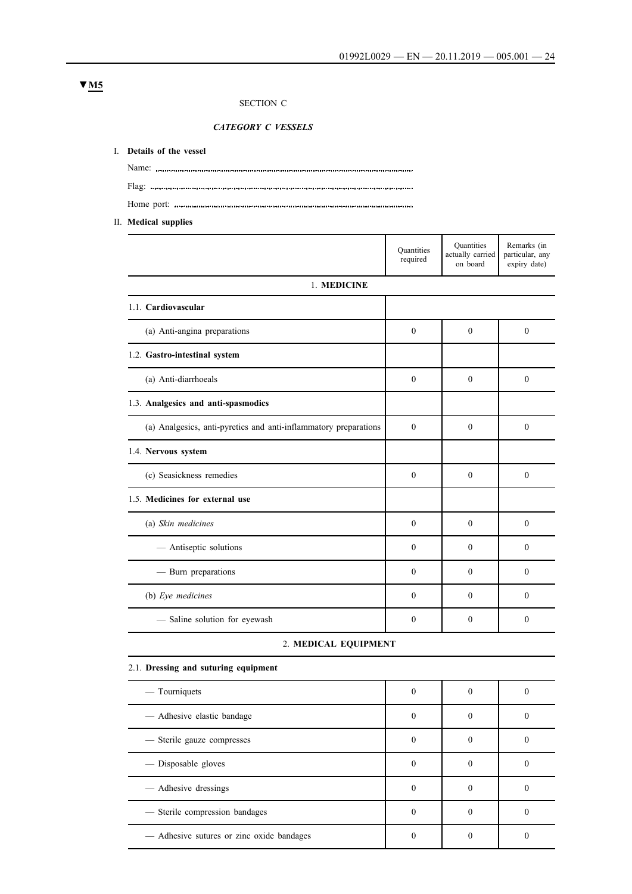▼M5

SECTION C

*CATEGORY C VESSELS*

I. **Details of the vessel**

Name: ..........................................................................................

Flag: ..........................................................................................

Home port: ..........................................................................................

II. **Medical supplies**

| | Quantities required | Quantities actually carried on board | Remarks (in particular, any expiry date) |
|---|---|---|---|
| 1. **MEDICINE** | | | |
| 1.1. **Cardiovascular** | | | |
| (a) Anti-angina preparations | 0 | 0 | 0 |
| 1.2. **Gastro-intestinal system** | | | |
| (a) Anti-diarrhoeals | 0 | 0 | 0 |
| 1.3. **Analgesics and anti-spasmodics** | | | |
| (a) Analgesics, anti-pyretics and anti-inflammatory preparations | 0 | 0 | 0 |
| 1.4. **Nervous system** | | | |
| (c) Seasickness remedies | 0 | 0 | 0 |
| 1.5. **Medicines for external use** | | | |
| (a) *Skin medicines* | 0 | 0 | 0 |
| — Antiseptic solutions | 0 | 0 | 0 |
| — Burn preparations | 0 | 0 | 0 |
| (b) *Eye medicines* | 0 | 0 | 0 |
| — Saline solution for eyewash | 0 | 0 | 0 |
| 2. **MEDICAL EQUIPMENT** | | | |
| 2.1. **Dressing and suturing equipment** | | | |
| — Tourniquets | 0 | 0 | 0 |
| — Adhesive elastic bandage | 0 | 0 | 0 |
| — Sterile gauze compresses | 0 | 0 | 0 |
| — Disposable gloves | 0 | 0 | 0 |
| — Adhesive dressings | 0 | 0 | 0 |
| — Sterile compression bandages | 0 | 0 | 0 |
| — Adhesive sutures or zinc oxide bandages | 0 | 0 | 0 |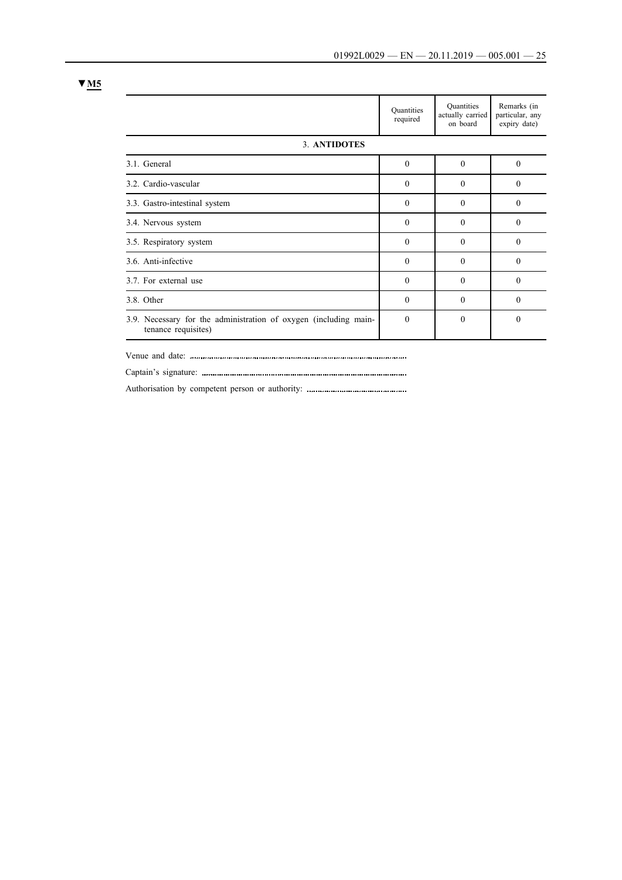▼M5

| | Quantities required | Quantities actually carried on board | Remarks (in particular, any expiry date) |
|---|---|---|---|
| 3. **ANTIDOTES** | | | |
| 3.1. General | 0 | 0 | 0 |
| 3.2. Cardio-vascular | 0 | 0 | 0 |
| 3.3. Gastro-intestinal system | 0 | 0 | 0 |
| 3.4. Nervous system | 0 | 0 | 0 |
| 3.5. Respiratory system | 0 | 0 | 0 |
| 3.6. Anti-infective | 0 | 0 | 0 |
| 3.7. For external use | 0 | 0 | 0 |
| 3.8. Other | 0 | 0 | 0 |
| 3.9. Necessary for the administration of oxygen (including maintenance requisites) | 0 | 0 | 0 |

Venue and date: ..........................................................................................

Captain's signature: ..........................................................................................

Authorisation by competent person or authority: ..........................................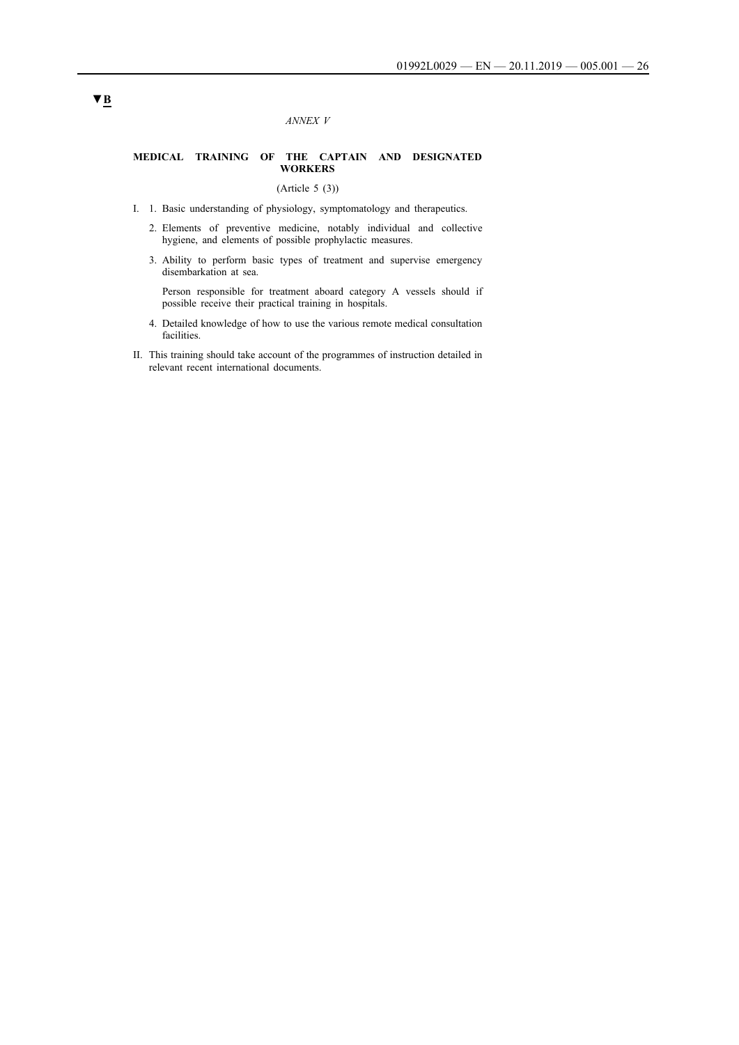▼B

*ANNEX V*

**MEDICAL TRAINING OF THE CAPTAIN AND DESIGNATED WORKERS**

(Article 5 (3))

I. 1. Basic understanding of physiology, symptomatology and therapeutics.

2. Elements of preventive medicine, notably individual and collective hygiene, and elements of possible prophylactic measures.

3. Ability to perform basic types of treatment and supervise emergency disembarkation at sea.

Person responsible for treatment aboard category A vessels should if possible receive their practical training in hospitals.

4. Detailed knowledge of how to use the various remote medical consultation facilities.

II. This training should take account of the programmes of instruction detailed in relevant recent international documents.